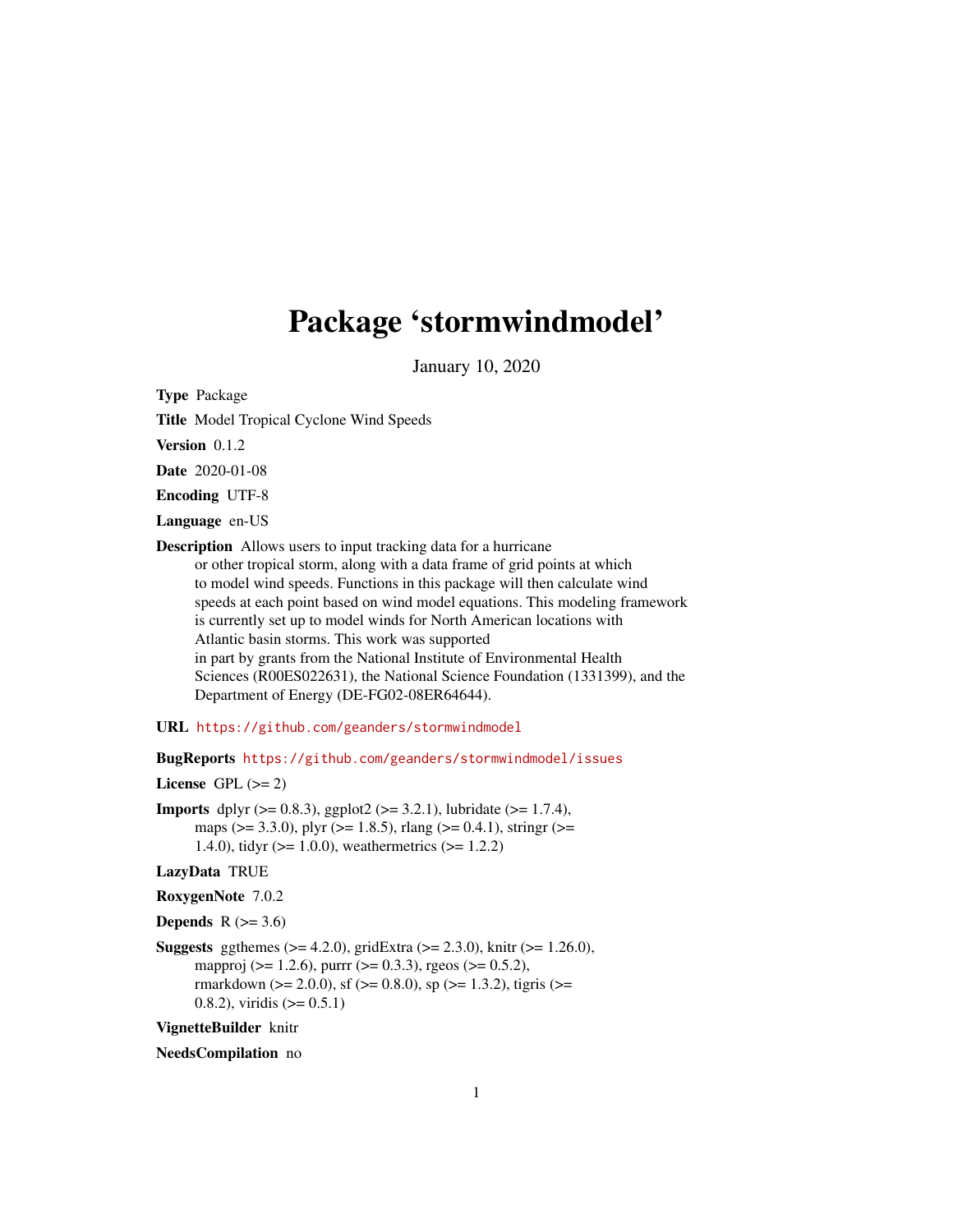# Package 'stormwindmodel'

January 10, 2020

**Type** Package

**Title** Model Tropical Cyclone Wind Speeds

**Version** 0.1.2

**Date** 2020-01-08

**Encoding** UTF-8

**Language** en-US

**Description** Allows users to input tracking data for a hurricane or other tropical storm, along with a data frame of grid points at which to model wind speeds. Functions in this package will then calculate wind speeds at each point based on wind model equations. This modeling framework is currently set up to model winds for North American locations with Atlantic basin storms. This work was supported in part by grants from the National Institute of Environmental Health Sciences (R00ES022631), the National Science Foundation (1331399), and the Department of Energy (DE-FG02-08ER64644).

**URL** https://github.com/geanders/stormwindmodel

**BugReports** https://github.com/geanders/stormwindmodel/issues

**License** GPL (>= 2)

**Imports** dplyr (>= 0.8.3), ggplot2 (>= 3.2.1), lubridate (>= 1.7.4), maps (>= 3.3.0), plyr (>= 1.8.5), rlang (>= 0.4.1), stringr (>= 1.4.0), tidyr (>= 1.0.0), weathermetrics (>= 1.2.2)

**LazyData** TRUE

**RoxygenNote** 7.0.2

**Depends** R (>= 3.6)

**Suggests** ggthemes (>= 4.2.0), gridExtra (>= 2.3.0), knitr (>= 1.26.0), mapproj (>= 1.2.6), purrr (>= 0.3.3), rgeos (>= 0.5.2), rmarkdown (>= 2.0.0), sf (>= 0.8.0), sp (>= 1.3.2), tigris (>= 0.8.2), viridis (>= 0.5.1)

**VignetteBuilder** knitr

**NeedsCompilation** no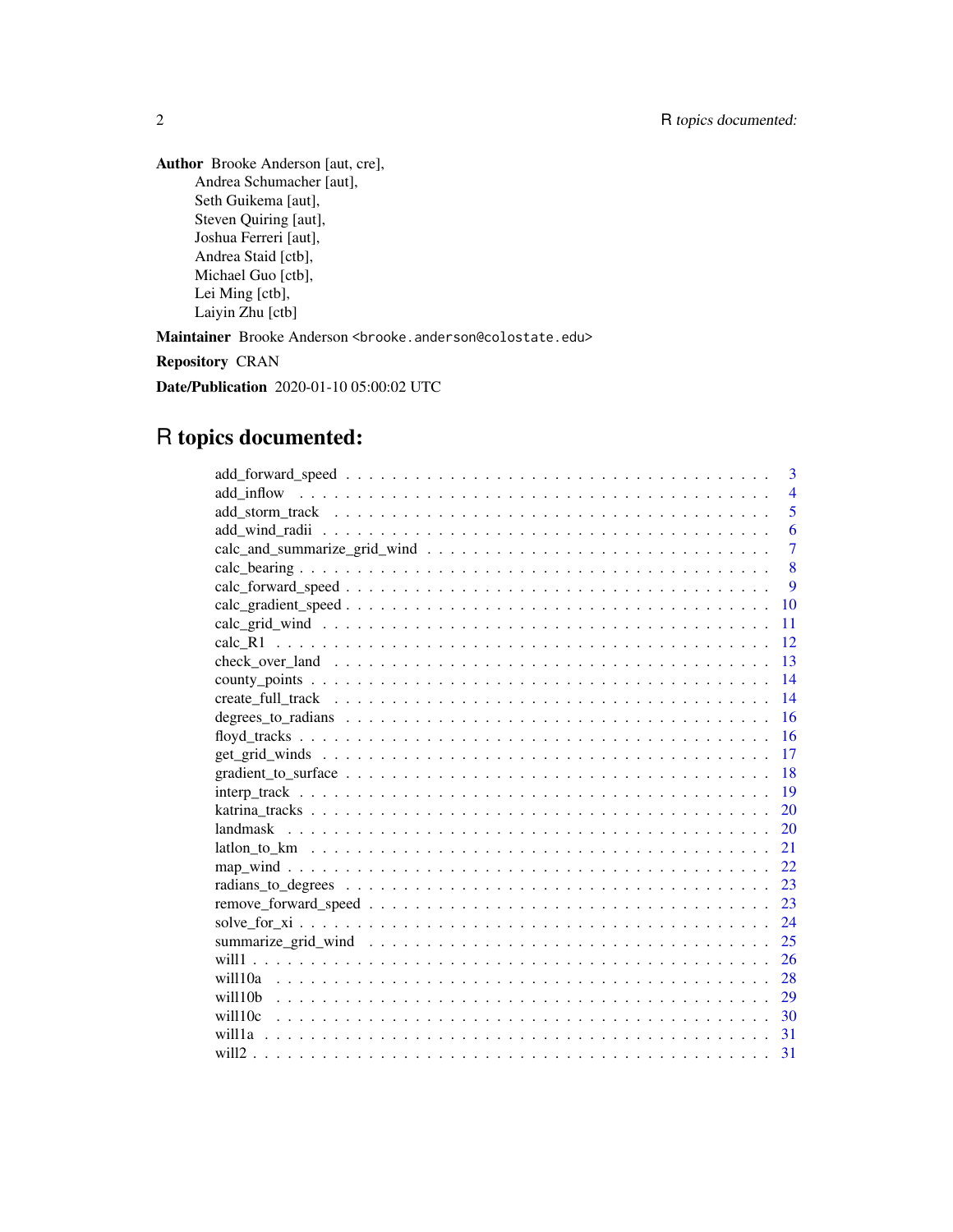**Author** Brooke Anderson [aut, cre],
Andrea Schumacher [aut],
Seth Guikema [aut],
Steven Quiring [aut],
Joshua Ferreri [aut],
Andrea Staid [ctb],
Michael Guo [ctb],
Lei Ming [ctb],
Laiyin Zhu [ctb]

**Maintainer** Brooke Anderson <brooke.anderson@colostate.edu>

**Repository** CRAN

**Date/Publication** 2020-01-10 05:00:02 UTC

# R topics documented:

| | |
|---|---|
| add_forward_speed | 3 |
| add_inflow | 4 |
| add_storm_track | 5 |
| add_wind_radii | 6 |
| calc_and_summarize_grid_wind | 7 |
| calc_bearing | 8 |
| calc_forward_speed | 9 |
| calc_gradient_speed | 10 |
| calc_grid_wind | 11 |
| calc_R1 | 12 |
| check_over_land | 13 |
| county_points | 14 |
| create_full_track | 14 |
| degrees_to_radians | 16 |
| floyd_tracks | 16 |
| get_grid_winds | 17 |
| gradient_to_surface | 18 |
| interp_track | 19 |
| katrina_tracks | 20 |
| landmask | 20 |
| latlon_to_km | 21 |
| map_wind | 22 |
| radians_to_degrees | 23 |
| remove_forward_speed | 23 |
| solve_for_xi | 24 |
| summarize_grid_wind | 25 |
| will1 | 26 |
| will10a | 28 |
| will10b | 29 |
| will10c | 30 |
| will1a | 31 |
| will2 | 31 |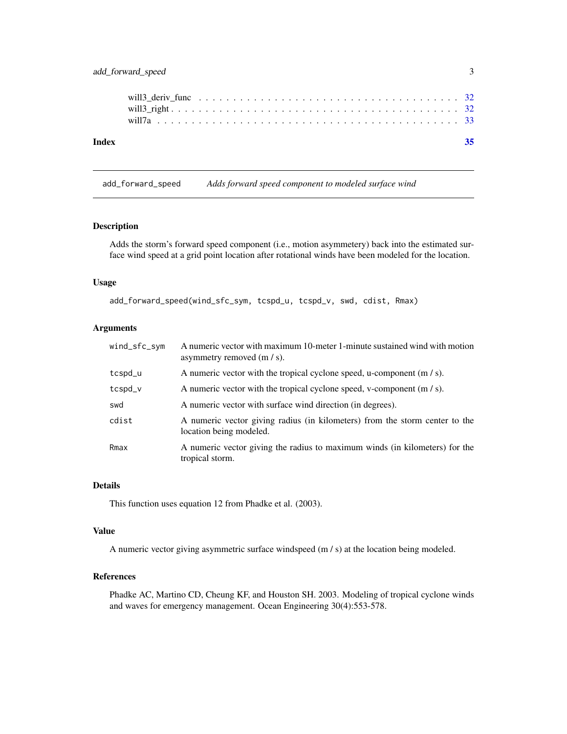will3_deriv_func . . . . . . . . . . . . . . . . . . . . . . . . . . . . . . . . . . . 32
will3_right . . . . . . . . . . . . . . . . . . . . . . . . . . . . . . . . . . . . . . 32
will7a . . . . . . . . . . . . . . . . . . . . . . . . . . . . . . . . . . . . . . . . . 33

**Index** **35**

---

## add_forward_speed — *Adds forward speed component to modeled surface wind*

---

### Description

Adds the storm's forward speed component (i.e., motion asymmetery) back into the estimated surface wind speed at a grid point location after rotational winds have been modeled for the location.

### Usage

```
add_forward_speed(wind_sfc_sym, tcspd_u, tcspd_v, swd, cdist, Rmax)
```

### Arguments

| | |
|---|---|
| `wind_sfc_sym` | A numeric vector with maximum 10-meter 1-minute sustained wind with motion asymmetry removed (m / s). |
| `tcspd_u` | A numeric vector with the tropical cyclone speed, u-component (m / s). |
| `tcspd_v` | A numeric vector with the tropical cyclone speed, v-component (m / s). |
| `swd` | A numeric vector with surface wind direction (in degrees). |
| `cdist` | A numeric vector giving radius (in kilometers) from the storm center to the location being modeled. |
| `Rmax` | A numeric vector giving the radius to maximum winds (in kilometers) for the tropical storm. |

### Details

This function uses equation 12 from Phadke et al. (2003).

### Value

A numeric vector giving asymmetric surface windspeed (m / s) at the location being modeled.

### References

Phadke AC, Martino CD, Cheung KF, and Houston SH. 2003. Modeling of tropical cyclone winds and waves for emergency management. Ocean Engineering 30(4):553-578.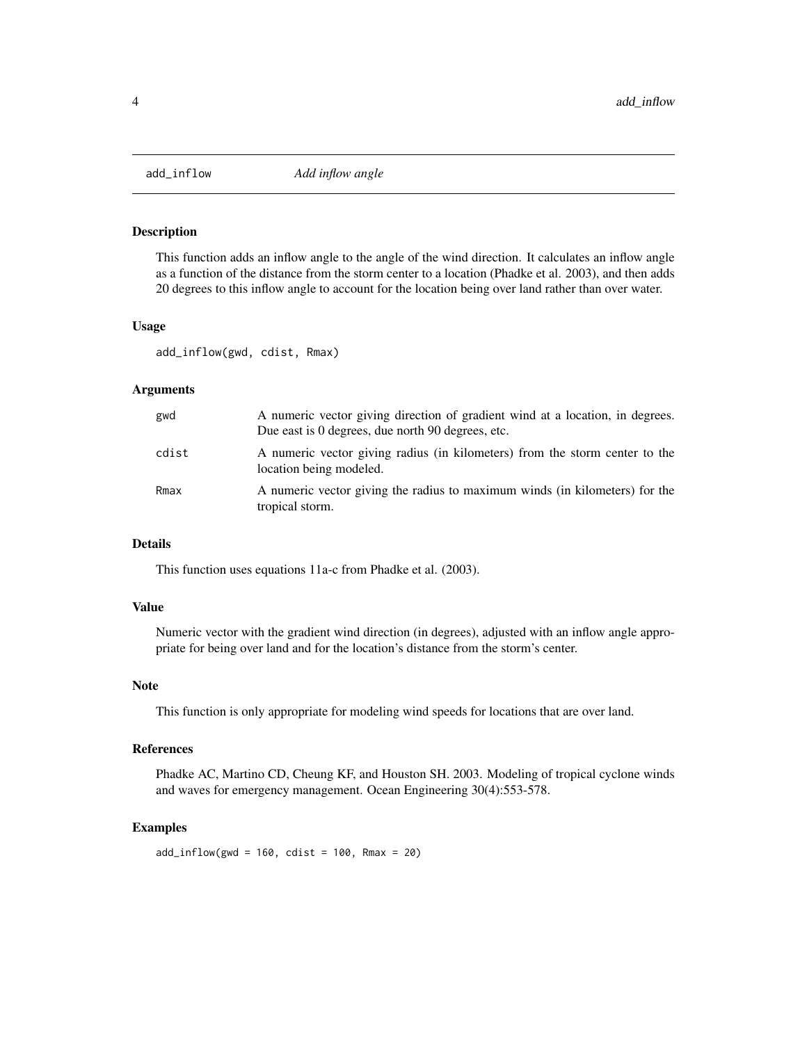# add_inflow *Add inflow angle*

## Description

This function adds an inflow angle to the angle of the wind direction. It calculates an inflow angle as a function of the distance from the storm center to a location (Phadke et al. 2003), and then adds 20 degrees to this inflow angle to account for the location being over land rather than over water.

## Usage

```
add_inflow(gwd, cdist, Rmax)
```

## Arguments

| | |
|---|---|
| gwd | A numeric vector giving direction of gradient wind at a location, in degrees. Due east is 0 degrees, due north 90 degrees, etc. |
| cdist | A numeric vector giving radius (in kilometers) from the storm center to the location being modeled. |
| Rmax | A numeric vector giving the radius to maximum winds (in kilometers) for the tropical storm. |

## Details

This function uses equations 11a-c from Phadke et al. (2003).

## Value

Numeric vector with the gradient wind direction (in degrees), adjusted with an inflow angle appropriate for being over land and for the location's distance from the storm's center.

## Note

This function is only appropriate for modeling wind speeds for locations that are over land.

## References

Phadke AC, Martino CD, Cheung KF, and Houston SH. 2003. Modeling of tropical cyclone winds and waves for emergency management. Ocean Engineering 30(4):553-578.

## Examples

```
add_inflow(gwd = 160, cdist = 100, Rmax = 20)
```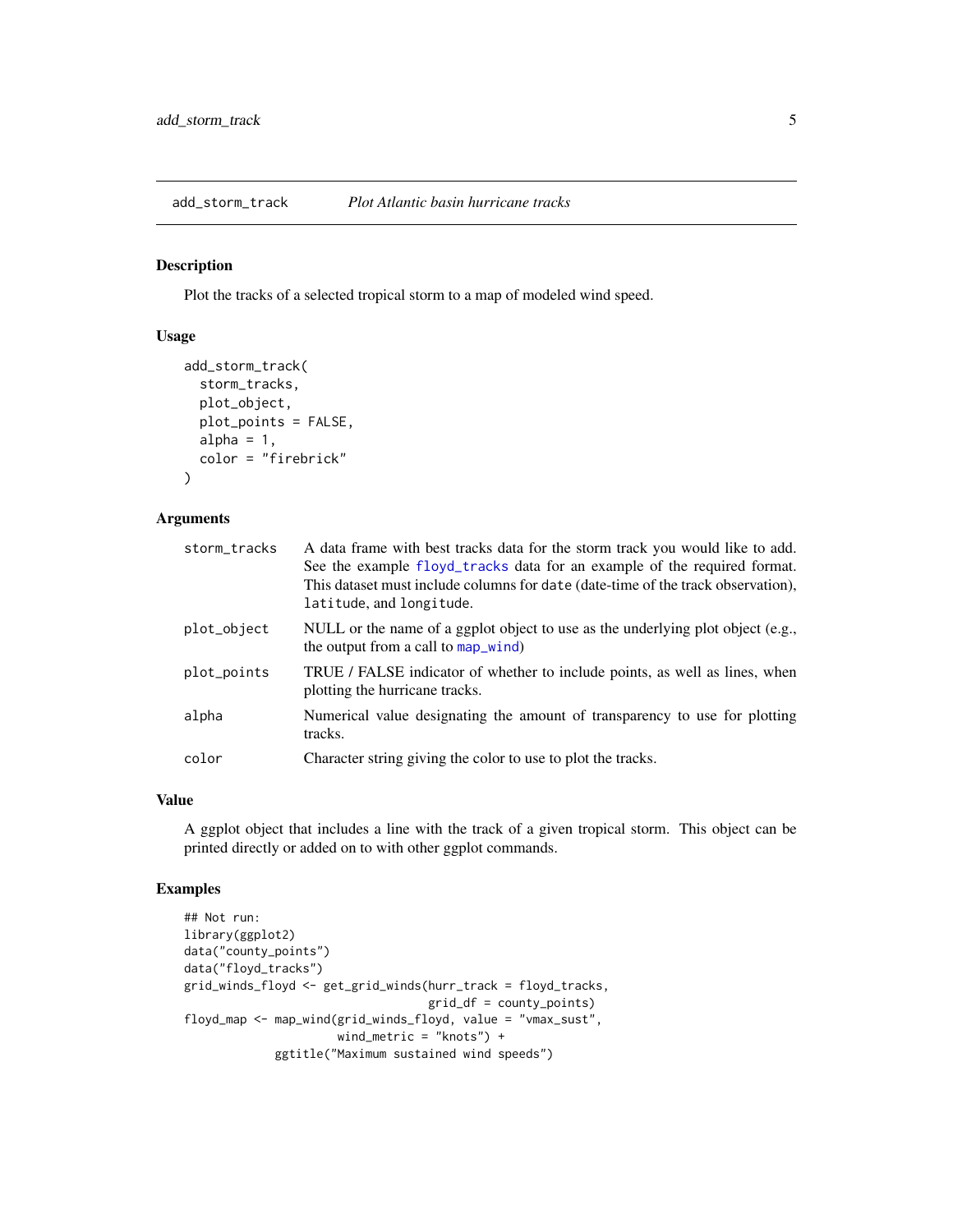## add_storm_track — *Plot Atlantic basin hurricane tracks*

### Description

Plot the tracks of a selected tropical storm to a map of modeled wind speed.

### Usage

```
add_storm_track(
  storm_tracks,
  plot_object,
  plot_points = FALSE,
  alpha = 1,
  color = "firebrick"
)
```

### Arguments

| | |
|---|---|
| storm_tracks | A data frame with best tracks data for the storm track you would like to add. See the example floyd_tracks data for an example of the required format. This dataset must include columns for date (date-time of the track observation), latitude, and longitude. |
| plot_object | NULL or the name of a ggplot object to use as the underlying plot object (e.g., the output from a call to map_wind) |
| plot_points | TRUE / FALSE indicator of whether to include points, as well as lines, when plotting the hurricane tracks. |
| alpha | Numerical value designating the amount of transparency to use for plotting tracks. |
| color | Character string giving the color to use to plot the tracks. |

### Value

A ggplot object that includes a line with the track of a given tropical storm. This object can be printed directly or added on to with other ggplot commands.

### Examples

```
## Not run:
library(ggplot2)
data("county_points")
data("floyd_tracks")
grid_winds_floyd <- get_grid_winds(hurr_track = floyd_tracks,
                                   grid_df = county_points)
floyd_map <- map_wind(grid_winds_floyd, value = "vmax_sust",
                      wind_metric = "knots") +
             ggtitle("Maximum sustained wind speeds")
```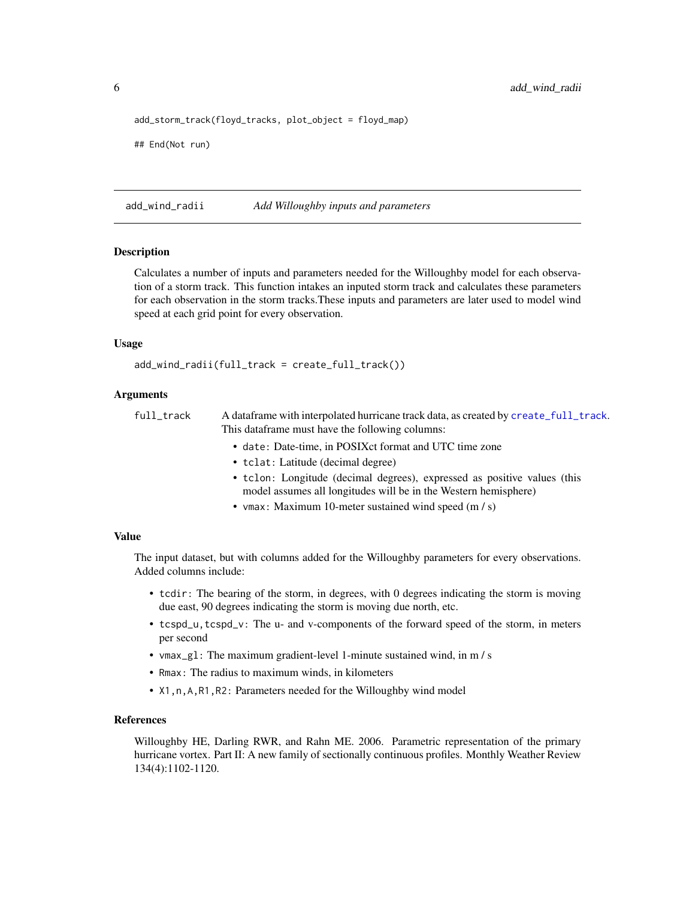```
add_storm_track(floyd_tracks, plot_object = floyd_map)

## End(Not run)
```

---

## add_wind_radii — *Add Willoughby inputs and parameters*

### Description

Calculates a number of inputs and parameters needed for the Willoughby model for each observation of a storm track. This function intakes an inputed storm track and calculates these parameters for each observation in the storm tracks.These inputs and parameters are later used to model wind speed at each grid point for every observation.

### Usage

```
add_wind_radii(full_track = create_full_track())
```

### Arguments

`full_track` A dataframe with interpolated hurricane track data, as created by `create_full_track`. This dataframe must have the following columns:

- `date`: Date-time, in POSIXct format and UTC time zone
- `tclat`: Latitude (decimal degree)
- `tclon`: Longitude (decimal degrees), expressed as positive values (this model assumes all longitudes will be in the Western hemisphere)
- `vmax`: Maximum 10-meter sustained wind speed (m / s)

### Value

The input dataset, but with columns added for the Willoughby parameters for every observations. Added columns include:

- `tcdir`: The bearing of the storm, in degrees, with 0 degrees indicating the storm is moving due east, 90 degrees indicating the storm is moving due north, etc.
- `tcspd_u,tcspd_v`: The u- and v-components of the forward speed of the storm, in meters per second
- `vmax_gl`: The maximum gradient-level 1-minute sustained wind, in m / s
- `Rmax`: The radius to maximum winds, in kilometers
- `X1,n,A,R1,R2`: Parameters needed for the Willoughby wind model

### References

Willoughby HE, Darling RWR, and Rahn ME. 2006. Parametric representation of the primary hurricane vortex. Part II: A new family of sectionally continuous profiles. Monthly Weather Review 134(4):1102-1120.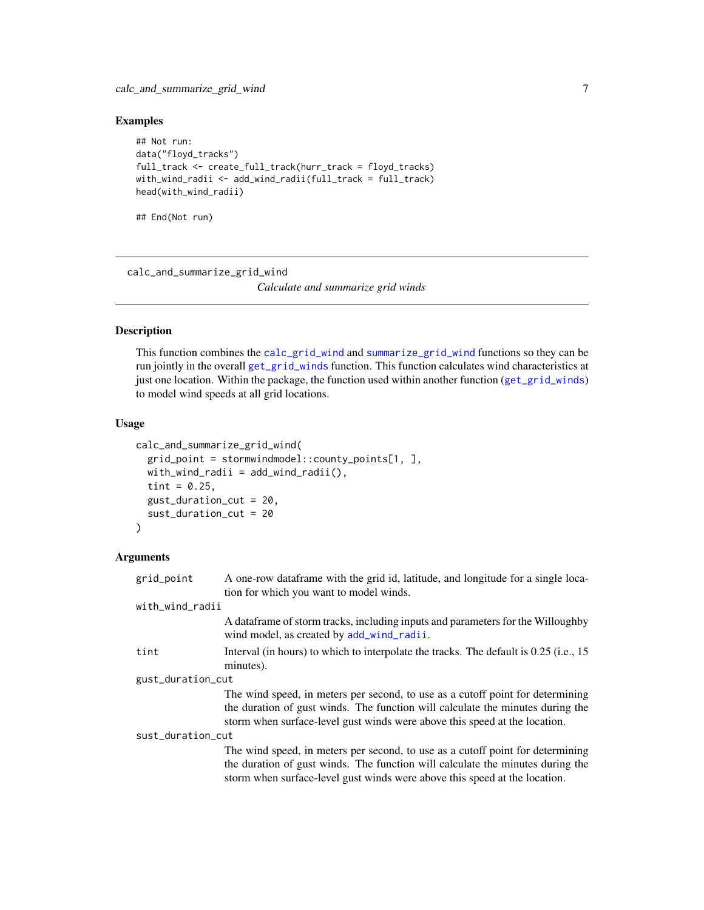## Examples

```
## Not run:
data("floyd_tracks")
full_track <- create_full_track(hurr_track = floyd_tracks)
with_wind_radii <- add_wind_radii(full_track = full_track)
head(with_wind_radii)

## End(Not run)
```

---

# calc_and_summarize_grid_wind

*Calculate and summarize grid winds*

---

## Description

This function combines the calc_grid_wind and summarize_grid_wind functions so they can be run jointly in the overall get_grid_winds function. This function calculates wind characteristics at just one location. Within the package, the function used within another function (get_grid_winds) to model wind speeds at all grid locations.

## Usage

```
calc_and_summarize_grid_wind(
  grid_point = stormwindmodel::county_points[1, ],
  with_wind_radii = add_wind_radii(),
  tint = 0.25,
  gust_duration_cut = 20,
  sust_duration_cut = 20
)
```

## Arguments

| | |
|---|---|
| grid_point | A one-row dataframe with the grid id, latitude, and longitude for a single location for which you want to model winds. |
| with_wind_radii | A dataframe of storm tracks, including inputs and parameters for the Willoughby wind model, as created by add_wind_radii. |
| tint | Interval (in hours) to which to interpolate the tracks. The default is 0.25 (i.e., 15 minutes). |
| gust_duration_cut | The wind speed, in meters per second, to use as a cutoff point for determining the duration of gust winds. The function will calculate the minutes during the storm when surface-level gust winds were above this speed at the location. |
| sust_duration_cut | The wind speed, in meters per second, to use as a cutoff point for determining the duration of gust winds. The function will calculate the minutes during the storm when surface-level gust winds were above this speed at the location. |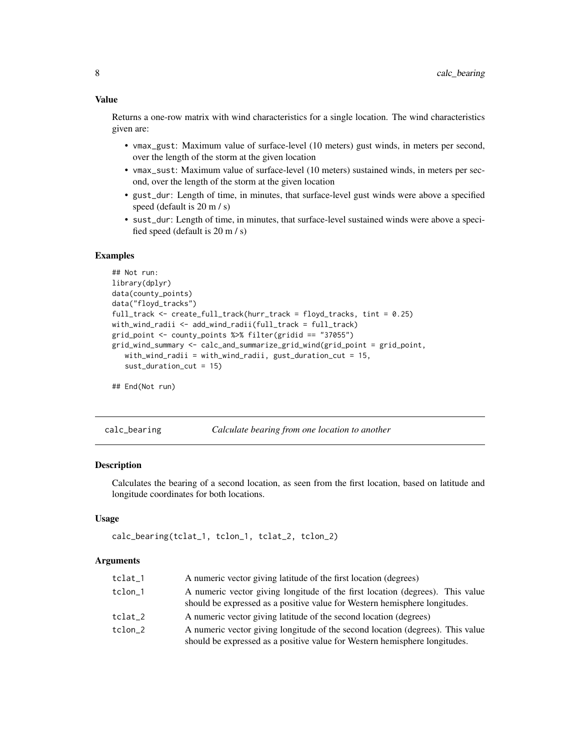### Value

Returns a one-row matrix with wind characteristics for a single location. The wind characteristics given are:

- `vmax_gust`: Maximum value of surface-level (10 meters) gust winds, in meters per second, over the length of the storm at the given location
- `vmax_sust`: Maximum value of surface-level (10 meters) sustained winds, in meters per second, over the length of the storm at the given location
- `gust_dur`: Length of time, in minutes, that surface-level gust winds were above a specified speed (default is 20 m / s)
- `sust_dur`: Length of time, in minutes, that surface-level sustained winds were above a specified speed (default is 20 m / s)

### Examples

```
## Not run:
library(dplyr)
data(county_points)
data("floyd_tracks")
full_track <- create_full_track(hurr_track = floyd_tracks, tint = 0.25)
with_wind_radii <- add_wind_radii(full_track = full_track)
grid_point <- county_points %>% filter(gridid == "37055")
grid_wind_summary <- calc_and_summarize_grid_wind(grid_point = grid_point,
   with_wind_radii = with_wind_radii, gust_duration_cut = 15,
   sust_duration_cut = 15)

## End(Not run)
```

---

## calc_bearing — *Calculate bearing from one location to another*

### Description

Calculates the bearing of a second location, as seen from the first location, based on latitude and longitude coordinates for both locations.

### Usage

```
calc_bearing(tclat_1, tclon_1, tclat_2, tclon_2)
```

### Arguments

| | |
|---|---|
| `tclat_1` | A numeric vector giving latitude of the first location (degrees) |
| `tclon_1` | A numeric vector giving longitude of the first location (degrees). This value should be expressed as a positive value for Western hemisphere longitudes. |
| `tclat_2` | A numeric vector giving latitude of the second location (degrees) |
| `tclon_2` | A numeric vector giving longitude of the second location (degrees). This value should be expressed as a positive value for Western hemisphere longitudes. |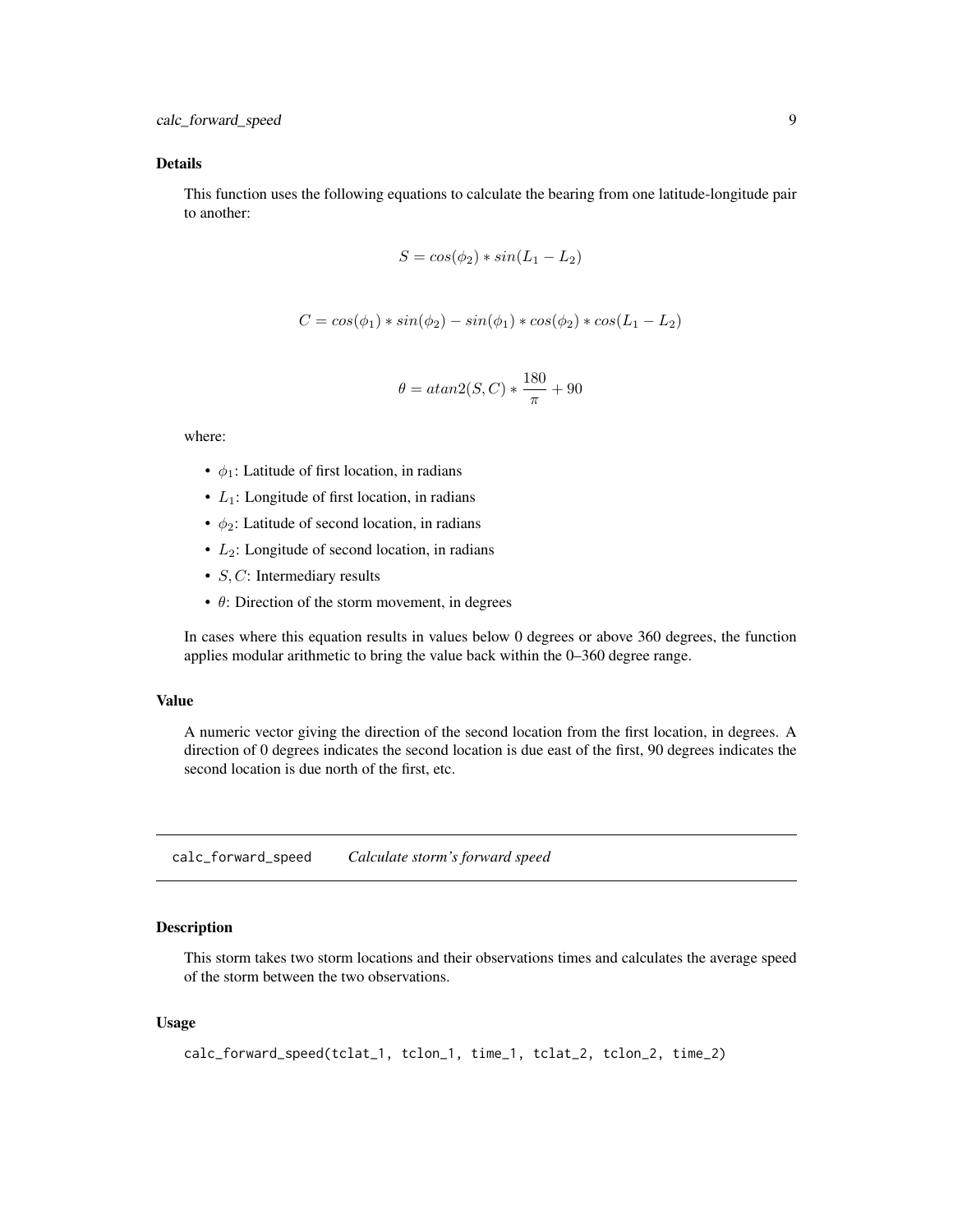### Details

This function uses the following equations to calculate the bearing from one latitude-longitude pair to another:

$$S = cos(\phi_2) * sin(L_1 - L_2)$$

$$C = cos(\phi_1) * sin(\phi_2) - sin(\phi_1) * cos(\phi_2) * cos(L_1 - L_2)$$

$$\theta = atan2(S, C) * \frac{180}{\pi} + 90$$

where:

- $\phi_1$: Latitude of first location, in radians
- $L_1$: Longitude of first location, in radians
- $\phi_2$: Latitude of second location, in radians
- $L_2$: Longitude of second location, in radians
- $S, C$: Intermediary results
- $\theta$: Direction of the storm movement, in degrees

In cases where this equation results in values below 0 degrees or above 360 degrees, the function applies modular arithmetic to bring the value back within the 0–360 degree range.

### Value

A numeric vector giving the direction of the second location from the first location, in degrees. A direction of 0 degrees indicates the second location is due east of the first, 90 degrees indicates the second location is due north of the first, etc.

## calc_forward_speed *Calculate storm's forward speed*

### Description

This storm takes two storm locations and their observations times and calculates the average speed of the storm between the two observations.

### Usage

```
calc_forward_speed(tclat_1, tclon_1, time_1, tclat_2, tclon_2, time_2)
```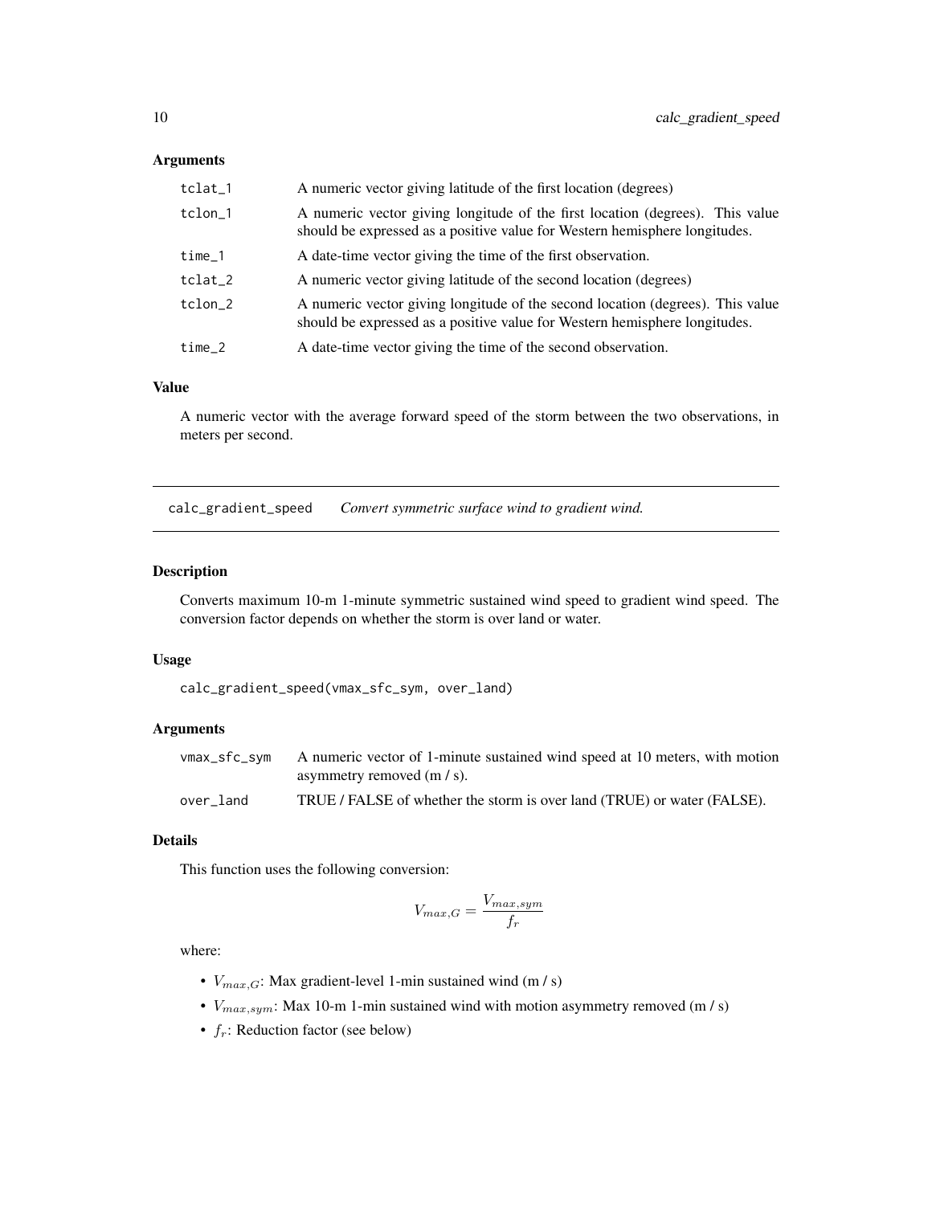### Arguments

| | |
|---|---|
| tclat_1 | A numeric vector giving latitude of the first location (degrees) |
| tclon_1 | A numeric vector giving longitude of the first location (degrees). This value should be expressed as a positive value for Western hemisphere longitudes. |
| time_1 | A date-time vector giving the time of the first observation. |
| tclat_2 | A numeric vector giving latitude of the second location (degrees) |
| tclon_2 | A numeric vector giving longitude of the second location (degrees). This value should be expressed as a positive value for Western hemisphere longitudes. |
| time_2 | A date-time vector giving the time of the second observation. |

### Value

A numeric vector with the average forward speed of the storm between the two observations, in meters per second.

---

## calc_gradient_speed *Convert symmetric surface wind to gradient wind.*

### Description

Converts maximum 10-m 1-minute symmetric sustained wind speed to gradient wind speed. The conversion factor depends on whether the storm is over land or water.

### Usage

```
calc_gradient_speed(vmax_sfc_sym, over_land)
```

### Arguments

| | |
|---|---|
| vmax_sfc_sym | A numeric vector of 1-minute sustained wind speed at 10 meters, with motion asymmetry removed (m / s). |
| over_land | TRUE / FALSE of whether the storm is over land (TRUE) or water (FALSE). |

### Details

This function uses the following conversion:

$$V_{max,G} = \frac{V_{max,sym}}{f_r}$$

where:

- $V_{max,G}$: Max gradient-level 1-min sustained wind (m / s)
- $V_{max,sym}$: Max 10-m 1-min sustained wind with motion asymmetry removed (m / s)
- $f_r$: Reduction factor (see below)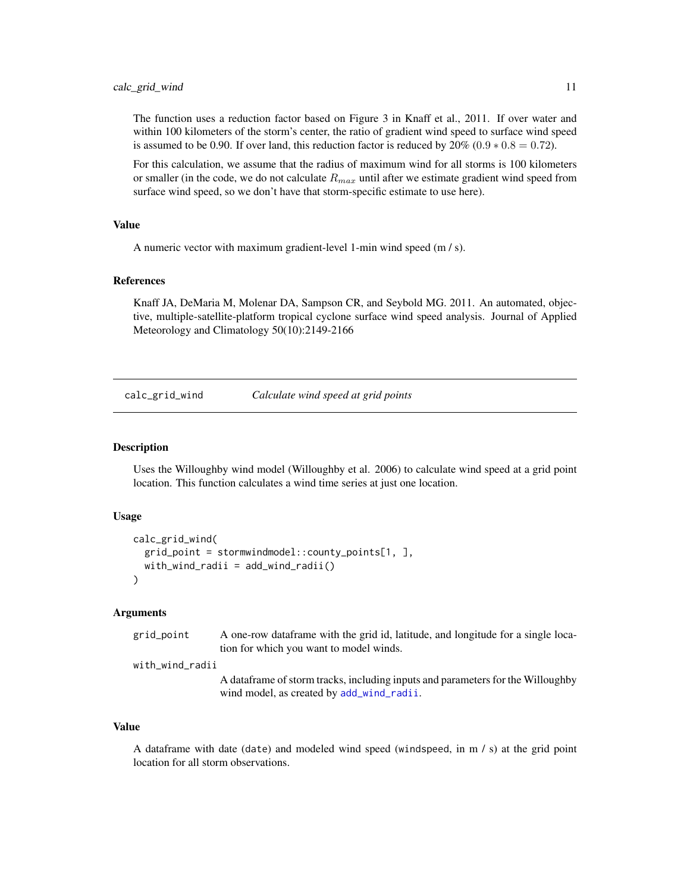The function uses a reduction factor based on Figure 3 in Knaff et al., 2011. If over water and within 100 kilometers of the storm's center, the ratio of gradient wind speed to surface wind speed is assumed to be 0.90. If over land, this reduction factor is reduced by 20% ($0.9 * 0.8 = 0.72$).

For this calculation, we assume that the radius of maximum wind for all storms is 100 kilometers or smaller (in the code, we do not calculate $R_{max}$ until after we estimate gradient wind speed from surface wind speed, so we don't have that storm-specific estimate to use here).

### Value

A numeric vector with maximum gradient-level 1-min wind speed (m / s).

### References

Knaff JA, DeMaria M, Molenar DA, Sampson CR, and Seybold MG. 2011. An automated, objective, multiple-satellite-platform tropical cyclone surface wind speed analysis. Journal of Applied Meteorology and Climatology 50(10):2149-2166

---

## calc_grid_wind — *Calculate wind speed at grid points*

### Description

Uses the Willoughby wind model (Willoughby et al. 2006) to calculate wind speed at a grid point location. This function calculates a wind time series at just one location.

### Usage

```
calc_grid_wind(
  grid_point = stormwindmodel::county_points[1, ],
  with_wind_radii = add_wind_radii()
)
```

### Arguments

| | |
|---|---|
| grid_point | A one-row dataframe with the grid id, latitude, and longitude for a single location for which you want to model winds. |
| with_wind_radii | A dataframe of storm tracks, including inputs and parameters for the Willoughby wind model, as created by add_wind_radii. |

### Value

A dataframe with date (date) and modeled wind speed (windspeed, in m / s) at the grid point location for all storm observations.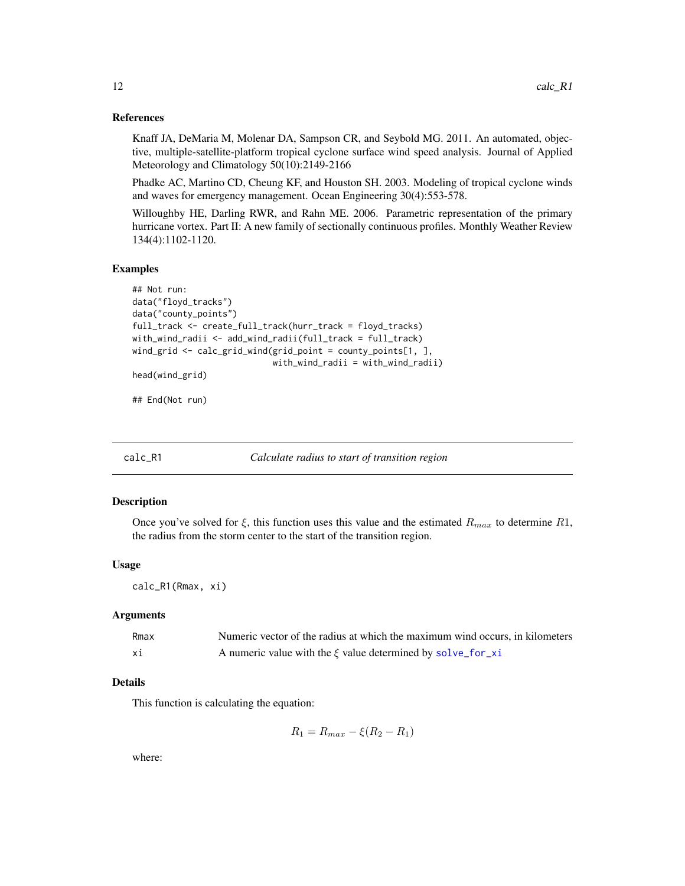### References

Knaff JA, DeMaria M, Molenar DA, Sampson CR, and Seybold MG. 2011. An automated, objective, multiple-satellite-platform tropical cyclone surface wind speed analysis. Journal of Applied Meteorology and Climatology 50(10):2149-2166

Phadke AC, Martino CD, Cheung KF, and Houston SH. 2003. Modeling of tropical cyclone winds and waves for emergency management. Ocean Engineering 30(4):553-578.

Willoughby HE, Darling RWR, and Rahn ME. 2006. Parametric representation of the primary hurricane vortex. Part II: A new family of sectionally continuous profiles. Monthly Weather Review 134(4):1102-1120.

### Examples

```
## Not run:
data("floyd_tracks")
data("county_points")
full_track <- create_full_track(hurr_track = floyd_tracks)
with_wind_radii <- add_wind_radii(full_track = full_track)
wind_grid <- calc_grid_wind(grid_point = county_points[1, ],
                            with_wind_radii = with_wind_radii)
head(wind_grid)

## End(Not run)
```

---

## calc_R1 — *Calculate radius to start of transition region*

### Description

Once you've solved for $\xi$, this function uses this value and the estimated $R_{max}$ to determine $R1$, the radius from the storm center to the start of the transition region.

### Usage

```
calc_R1(Rmax, xi)
```

### Arguments

| | |
|---|---|
| Rmax | Numeric vector of the radius at which the maximum wind occurs, in kilometers |
| xi | A numeric value with the $\xi$ value determined by solve_for_xi |

### Details

This function is calculating the equation:

$$R_1 = R_{max} - \xi(R_2 - R_1)$$

where: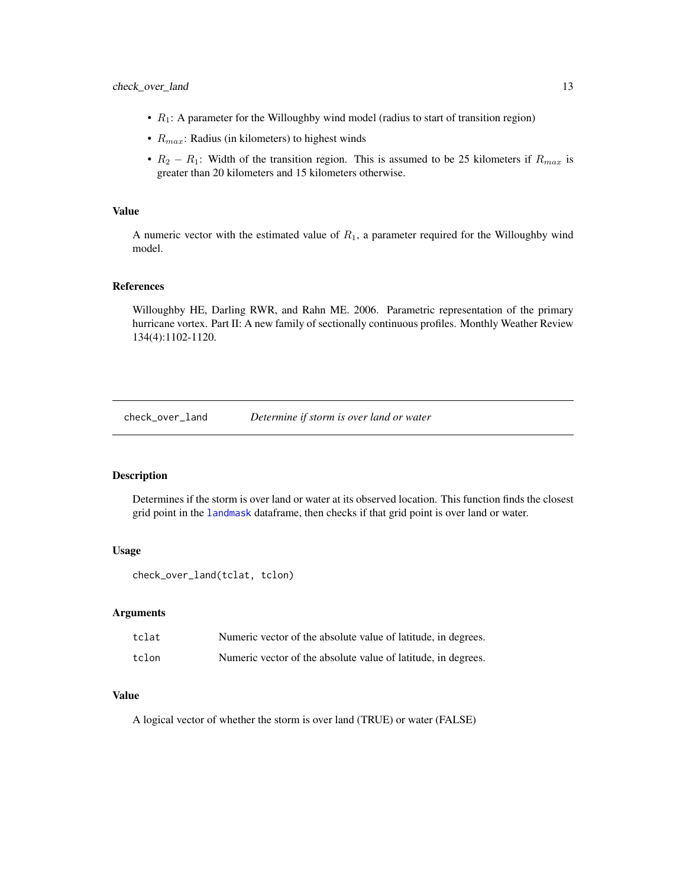- $R_1$: A parameter for the Willoughby wind model (radius to start of transition region)
- $R_{max}$: Radius (in kilometers) to highest winds
- $R_2 - R_1$: Width of the transition region. This is assumed to be 25 kilometers if $R_{max}$ is greater than 20 kilometers and 15 kilometers otherwise.

### Value

A numeric vector with the estimated value of $R_1$, a parameter required for the Willoughby wind model.

### References

Willoughby HE, Darling RWR, and Rahn ME. 2006. Parametric representation of the primary hurricane vortex. Part II: A new family of sectionally continuous profiles. Monthly Weather Review 134(4):1102-1120.

---

## check_over_land — *Determine if storm is over land or water*

### Description

Determines if the storm is over land or water at its observed location. This function finds the closest grid point in the `landmask` dataframe, then checks if that grid point is over land or water.

### Usage

```
check_over_land(tclat, tclon)
```

### Arguments

| | |
|---|---|
| `tclat` | Numeric vector of the absolute value of latitude, in degrees. |
| `tclon` | Numeric vector of the absolute value of latitude, in degrees. |

### Value

A logical vector of whether the storm is over land (TRUE) or water (FALSE)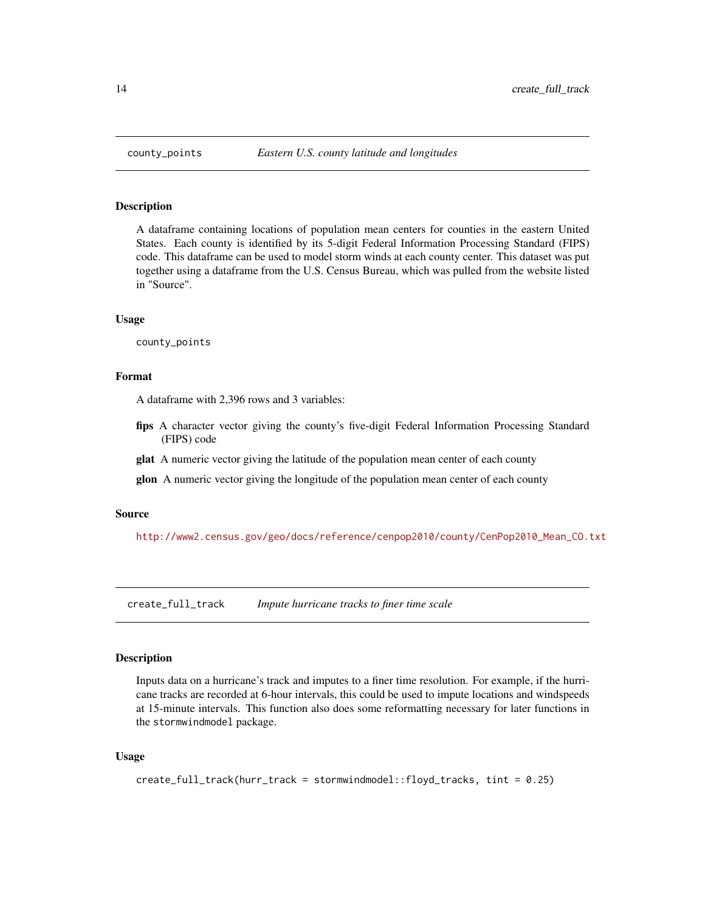## county_points — *Eastern U.S. county latitude and longitudes*

### Description

A dataframe containing locations of population mean centers for counties in the eastern United States. Each county is identified by its 5-digit Federal Information Processing Standard (FIPS) code. This dataframe can be used to model storm winds at each county center. This dataset was put together using a dataframe from the U.S. Census Bureau, which was pulled from the website listed in "Source".

### Usage

```
county_points
```

### Format

A dataframe with 2,396 rows and 3 variables:

**fips** A character vector giving the county's five-digit Federal Information Processing Standard (FIPS) code

**glat** A numeric vector giving the latitude of the population mean center of each county

**glon** A numeric vector giving the longitude of the population mean center of each county

### Source

http://www2.census.gov/geo/docs/reference/cenpop2010/county/CenPop2010_Mean_CO.txt

## create_full_track — *Impute hurricane tracks to finer time scale*

### Description

Inputs data on a hurricane's track and imputes to a finer time resolution. For example, if the hurricane tracks are recorded at 6-hour intervals, this could be used to impute locations and windspeeds at 15-minute intervals. This function also does some reformatting necessary for later functions in the `stormwindmodel` package.

### Usage

```
create_full_track(hurr_track = stormwindmodel::floyd_tracks, tint = 0.25)
```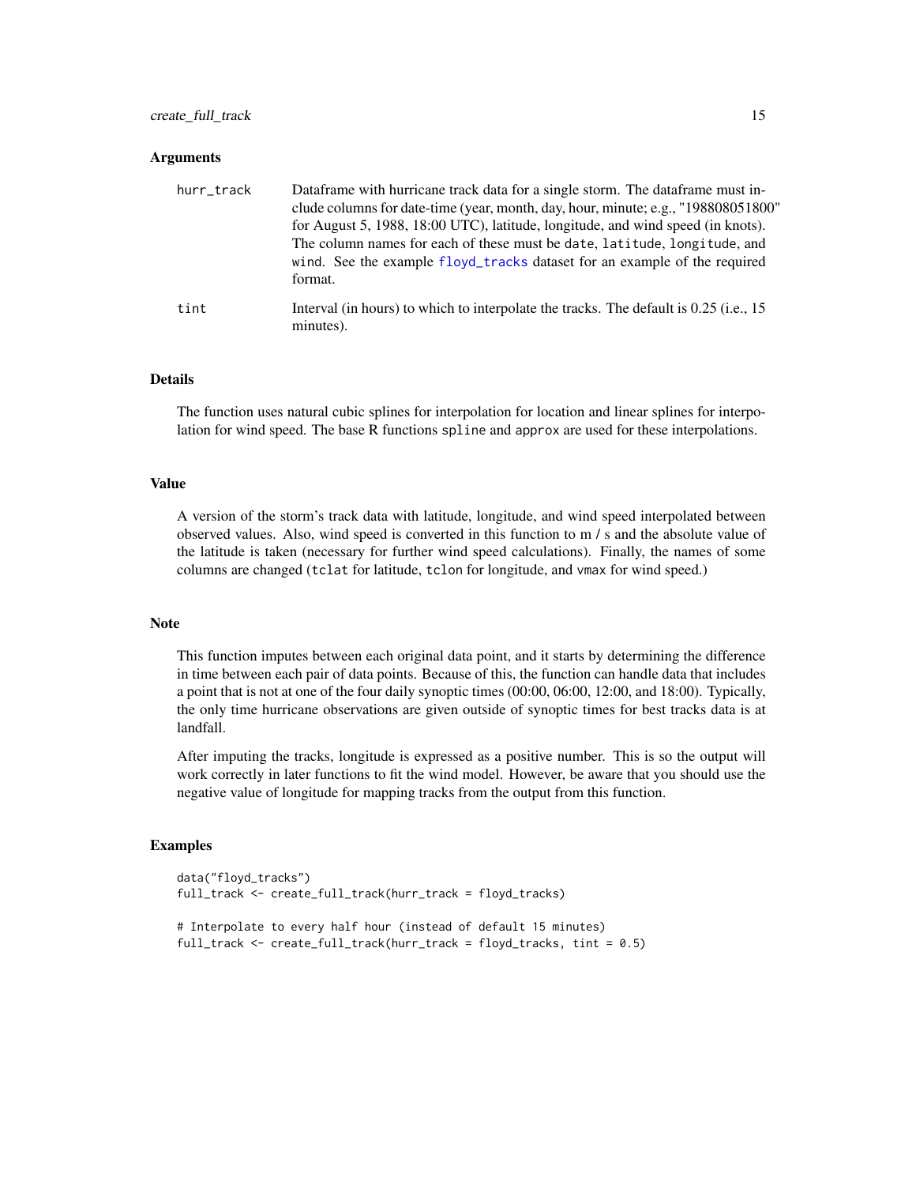### Arguments

| | |
|---|---|
| `hurr_track` | Dataframe with hurricane track data for a single storm. The dataframe must include columns for date-time (year, month, day, hour, minute; e.g., "198808051800" for August 5, 1988, 18:00 UTC), latitude, longitude, and wind speed (in knots). The column names for each of these must be `date`, `latitude`, `longitude`, and `wind`. See the example `floyd_tracks` dataset for an example of the required format. |
| `tint` | Interval (in hours) to which to interpolate the tracks. The default is 0.25 (i.e., 15 minutes). |

### Details

The function uses natural cubic splines for interpolation for location and linear splines for interpolation for wind speed. The base R functions `spline` and `approx` are used for these interpolations.

### Value

A version of the storm's track data with latitude, longitude, and wind speed interpolated between observed values. Also, wind speed is converted in this function to m / s and the absolute value of the latitude is taken (necessary for further wind speed calculations). Finally, the names of some columns are changed (`tclat` for latitude, `tclon` for longitude, and `vmax` for wind speed.)

### Note

This function imputes between each original data point, and it starts by determining the difference in time between each pair of data points. Because of this, the function can handle data that includes a point that is not at one of the four daily synoptic times (00:00, 06:00, 12:00, and 18:00). Typically, the only time hurricane observations are given outside of synoptic times for best tracks data is at landfall.

After imputing the tracks, longitude is expressed as a positive number. This is so the output will work correctly in later functions to fit the wind model. However, be aware that you should use the negative value of longitude for mapping tracks from the output from this function.

### Examples

```
data("floyd_tracks")
full_track <- create_full_track(hurr_track = floyd_tracks)

# Interpolate to every half hour (instead of default 15 minutes)
full_track <- create_full_track(hurr_track = floyd_tracks, tint = 0.5)
```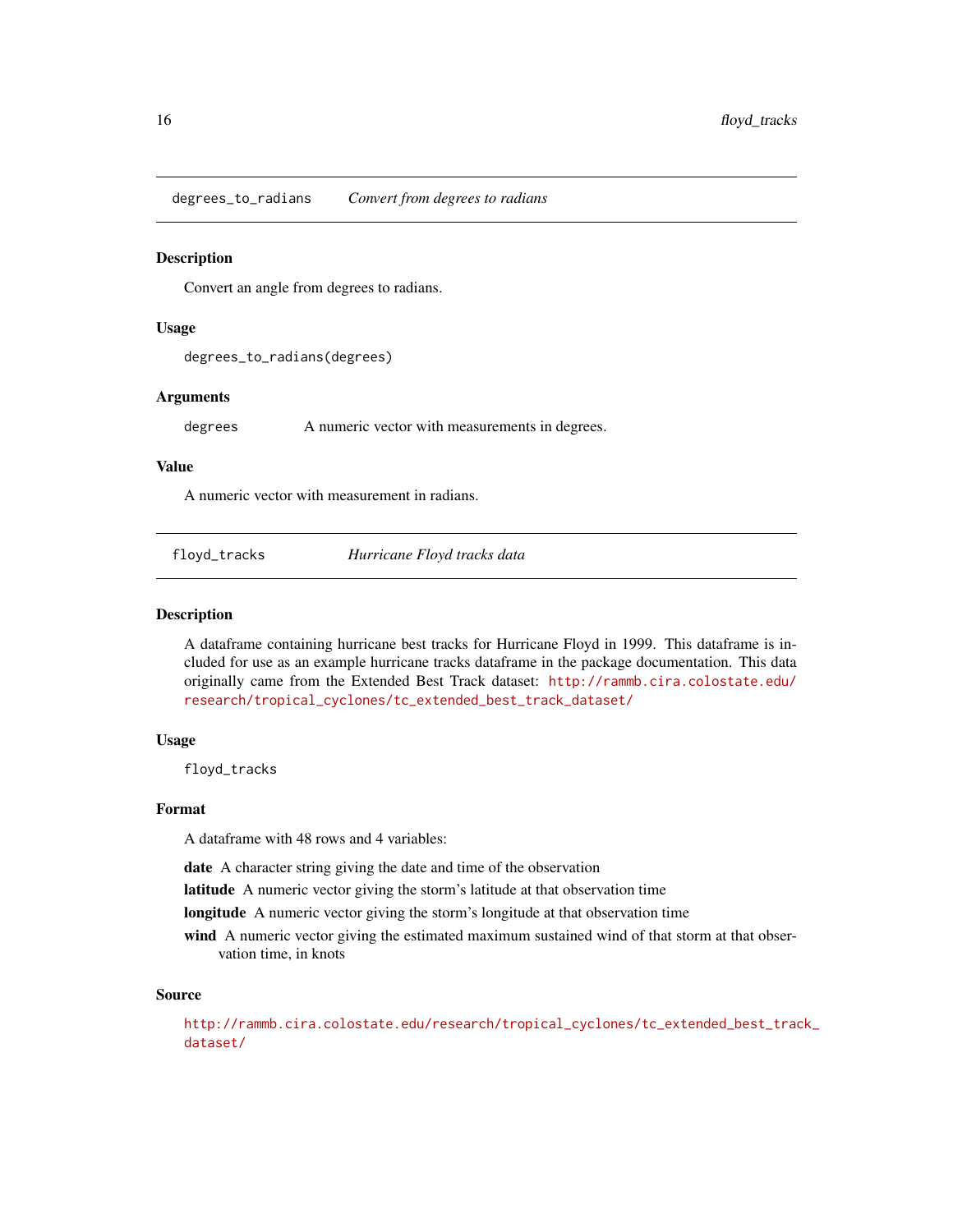## degrees_to_radians — *Convert from degrees to radians*

### Description

Convert an angle from degrees to radians.

### Usage

```
degrees_to_radians(degrees)
```

### Arguments

| | |
|---|---|
| degrees | A numeric vector with measurements in degrees. |

### Value

A numeric vector with measurement in radians.

## floyd_tracks — *Hurricane Floyd tracks data*

### Description

A dataframe containing hurricane best tracks for Hurricane Floyd in 1999. This dataframe is included for use as an example hurricane tracks dataframe in the package documentation. This data originally came from the Extended Best Track dataset: http://rammb.cira.colostate.edu/research/tropical_cyclones/tc_extended_best_track_dataset/

### Usage

```
floyd_tracks
```

### Format

A dataframe with 48 rows and 4 variables:

- **date** A character string giving the date and time of the observation
- **latitude** A numeric vector giving the storm's latitude at that observation time
- **longitude** A numeric vector giving the storm's longitude at that observation time
- **wind** A numeric vector giving the estimated maximum sustained wind of that storm at that observation time, in knots

### Source

http://rammb.cira.colostate.edu/research/tropical_cyclones/tc_extended_best_track_dataset/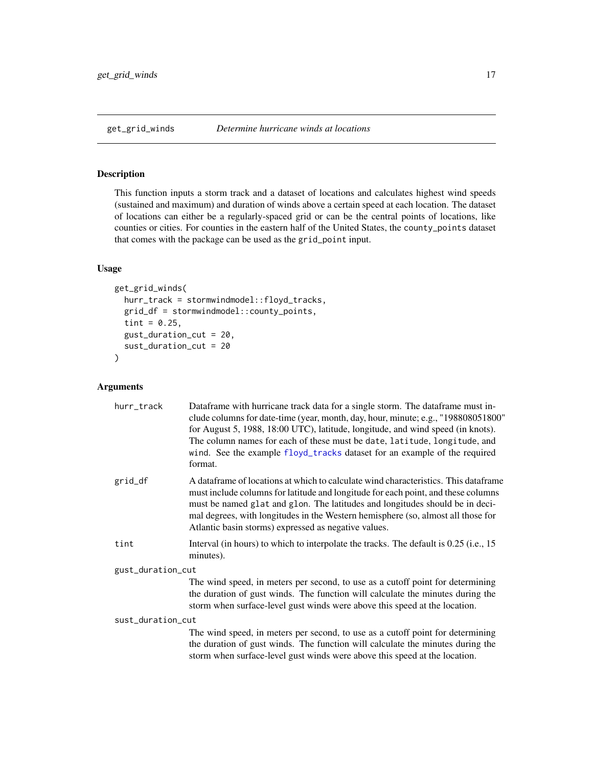## get_grid_winds *Determine hurricane winds at locations*

### Description

This function inputs a storm track and a dataset of locations and calculates highest wind speeds (sustained and maximum) and duration of winds above a certain speed at each location. The dataset of locations can either be a regularly-spaced grid or can be the central points of locations, like counties or cities. For counties in the eastern half of the United States, the `county_points` dataset that comes with the package can be used as the `grid_point` input.

### Usage

```
get_grid_winds(
  hurr_track = stormwindmodel::floyd_tracks,
  grid_df = stormwindmodel::county_points,
  tint = 0.25,
  gust_duration_cut = 20,
  sust_duration_cut = 20
)
```

### Arguments

| | |
|---|---|
| `hurr_track` | Dataframe with hurricane track data for a single storm. The dataframe must include columns for date-time (year, month, day, hour, minute; e.g., "198808051800" for August 5, 1988, 18:00 UTC), latitude, longitude, and wind speed (in knots). The column names for each of these must be `date`, `latitude`, `longitude`, and `wind`. See the example `floyd_tracks` dataset for an example of the required format. |
| `grid_df` | A dataframe of locations at which to calculate wind characteristics. This dataframe must include columns for latitude and longitude for each point, and these columns must be named `glat` and `glon`. The latitudes and longitudes should be in decimal degrees, with longitudes in the Western hemisphere (so, almost all those for Atlantic basin storms) expressed as negative values. |
| `tint` | Interval (in hours) to which to interpolate the tracks. The default is 0.25 (i.e., 15 minutes). |
| `gust_duration_cut` | The wind speed, in meters per second, to use as a cutoff point for determining the duration of gust winds. The function will calculate the minutes during the storm when surface-level gust winds were above this speed at the location. |
| `sust_duration_cut` | The wind speed, in meters per second, to use as a cutoff point for determining the duration of gust winds. The function will calculate the minutes during the storm when surface-level gust winds were above this speed at the location. |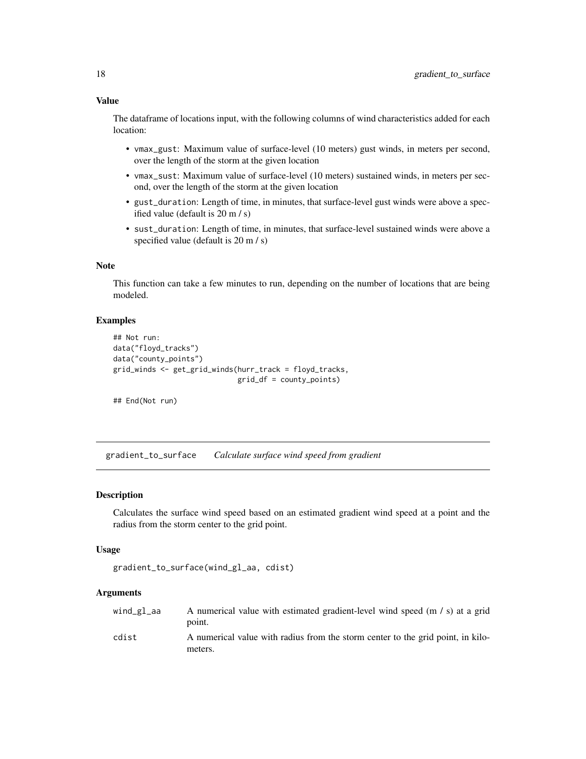### Value

The dataframe of locations input, with the following columns of wind characteristics added for each location:

- `vmax_gust`: Maximum value of surface-level (10 meters) gust winds, in meters per second, over the length of the storm at the given location
- `vmax_sust`: Maximum value of surface-level (10 meters) sustained winds, in meters per second, over the length of the storm at the given location
- `gust_duration`: Length of time, in minutes, that surface-level gust winds were above a specified value (default is 20 m / s)
- `sust_duration`: Length of time, in minutes, that surface-level sustained winds were above a specified value (default is 20 m / s)

### Note

This function can take a few minutes to run, depending on the number of locations that are being modeled.

### Examples

```
## Not run:
data("floyd_tracks")
data("county_points")
grid_winds <- get_grid_winds(hurr_track = floyd_tracks,
                             grid_df = county_points)

## End(Not run)
```

---

## gradient_to_surface *Calculate surface wind speed from gradient*

### Description

Calculates the surface wind speed based on an estimated gradient wind speed at a point and the radius from the storm center to the grid point.

### Usage

```
gradient_to_surface(wind_gl_aa, cdist)
```

### Arguments

| | |
|---|---|
| `wind_gl_aa` | A numerical value with estimated gradient-level wind speed (m / s) at a grid point. |
| `cdist` | A numerical value with radius from the storm center to the grid point, in kilometers. |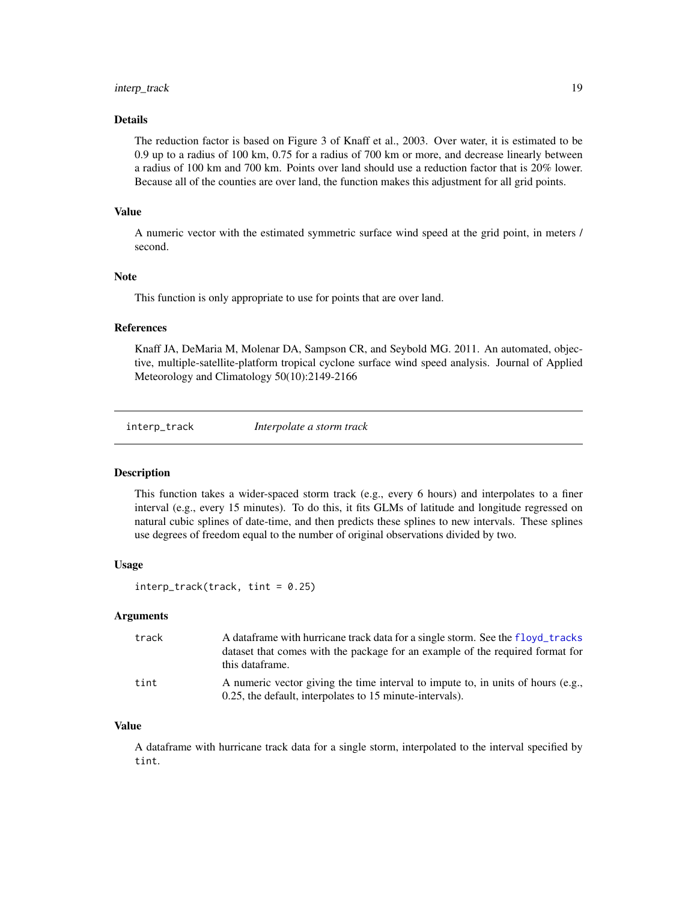### Details

The reduction factor is based on Figure 3 of Knaff et al., 2003. Over water, it is estimated to be 0.9 up to a radius of 100 km, 0.75 for a radius of 700 km or more, and decrease linearly between a radius of 100 km and 700 km. Points over land should use a reduction factor that is 20% lower. Because all of the counties are over land, the function makes this adjustment for all grid points.

### Value

A numeric vector with the estimated symmetric surface wind speed at the grid point, in meters / second.

### Note

This function is only appropriate to use for points that are over land.

### References

Knaff JA, DeMaria M, Molenar DA, Sampson CR, and Seybold MG. 2011. An automated, objective, multiple-satellite-platform tropical cyclone surface wind speed analysis. Journal of Applied Meteorology and Climatology 50(10):2149-2166

---

## interp_track &nbsp;&nbsp;&nbsp; *Interpolate a storm track*

### Description

This function takes a wider-spaced storm track (e.g., every 6 hours) and interpolates to a finer interval (e.g., every 15 minutes). To do this, it fits GLMs of latitude and longitude regressed on natural cubic splines of date-time, and then predicts these splines to new intervals. These splines use degrees of freedom equal to the number of original observations divided by two.

### Usage

```
interp_track(track, tint = 0.25)
```

### Arguments

| | |
|---|---|
| track | A dataframe with hurricane track data for a single storm. See the floyd_tracks dataset that comes with the package for an example of the required format for this dataframe. |
| tint | A numeric vector giving the time interval to impute to, in units of hours (e.g., 0.25, the default, interpolates to 15 minute-intervals). |

### Value

A dataframe with hurricane track data for a single storm, interpolated to the interval specified by tint.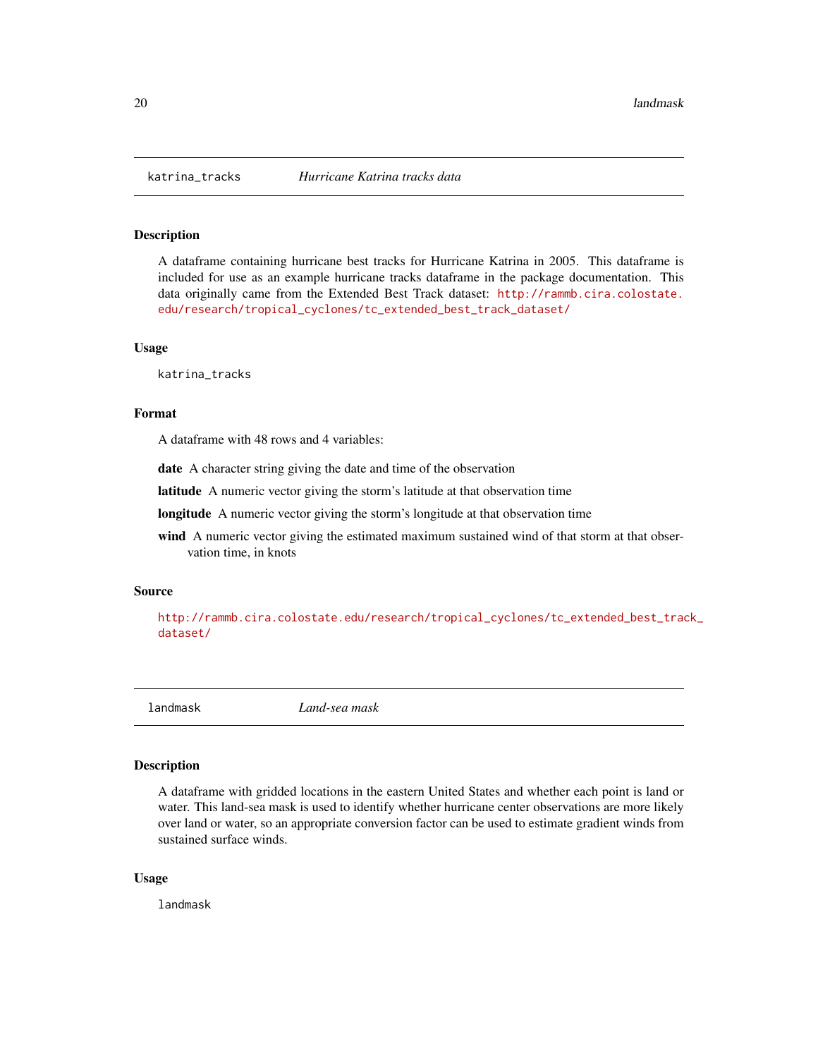## katrina_tracks *Hurricane Katrina tracks data*

### Description

A dataframe containing hurricane best tracks for Hurricane Katrina in 2005. This dataframe is included for use as an example hurricane tracks dataframe in the package documentation. This data originally came from the Extended Best Track dataset: http://rammb.cira.colostate.edu/research/tropical_cyclones/tc_extended_best_track_dataset/

### Usage

```
katrina_tracks
```

### Format

A dataframe with 48 rows and 4 variables:

**date** A character string giving the date and time of the observation

**latitude** A numeric vector giving the storm's latitude at that observation time

**longitude** A numeric vector giving the storm's longitude at that observation time

**wind** A numeric vector giving the estimated maximum sustained wind of that storm at that observation time, in knots

### Source

http://rammb.cira.colostate.edu/research/tropical_cyclones/tc_extended_best_track_dataset/

## landmask *Land-sea mask*

### Description

A dataframe with gridded locations in the eastern United States and whether each point is land or water. This land-sea mask is used to identify whether hurricane center observations are more likely over land or water, so an appropriate conversion factor can be used to estimate gradient winds from sustained surface winds.

### Usage

```
landmask
```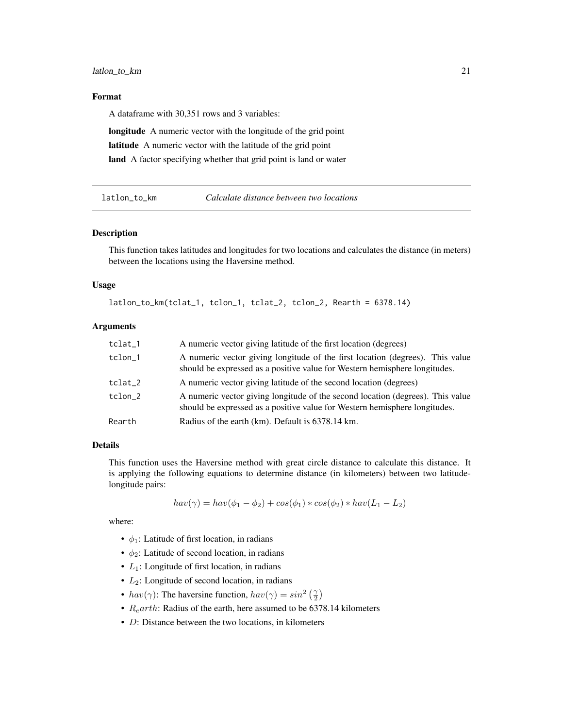### Format

A dataframe with 30,351 rows and 3 variables:

**longitude** A numeric vector with the longitude of the grid point

**latitude** A numeric vector with the latitude of the grid point

**land** A factor specifying whether that grid point is land or water

---

## latlon_to_km — *Calculate distance between two locations*

---

### Description

This function takes latitudes and longitudes for two locations and calculates the distance (in meters) between the locations using the Haversine method.

### Usage

```
latlon_to_km(tclat_1, tclon_1, tclat_2, tclon_2, Rearth = 6378.14)
```

### Arguments

| | |
|---|---|
| tclat_1 | A numeric vector giving latitude of the first location (degrees) |
| tclon_1 | A numeric vector giving longitude of the first location (degrees). This value should be expressed as a positive value for Western hemisphere longitudes. |
| tclat_2 | A numeric vector giving latitude of the second location (degrees) |
| tclon_2 | A numeric vector giving longitude of the second location (degrees). This value should be expressed as a positive value for Western hemisphere longitudes. |
| Rearth | Radius of the earth (km). Default is 6378.14 km. |

### Details

This function uses the Haversine method with great circle distance to calculate this distance. It is applying the following equations to determine distance (in kilometers) between two latitude-longitude pairs:

$$hav(\gamma) = hav(\phi_1 - \phi_2) + cos(\phi_1) * cos(\phi_2) * hav(L_1 - L_2)$$

where:

- $\phi_1$: Latitude of first location, in radians
- $\phi_2$: Latitude of second location, in radians
- $L_1$: Longitude of first location, in radians
- $L_2$: Longitude of second location, in radians
- $hav(\gamma)$: The haversine function, $hav(\gamma) = sin^2\left(\frac{\gamma}{2}\right)$
- $R_earth$: Radius of the earth, here assumed to be 6378.14 kilometers
- $D$: Distance between the two locations, in kilometers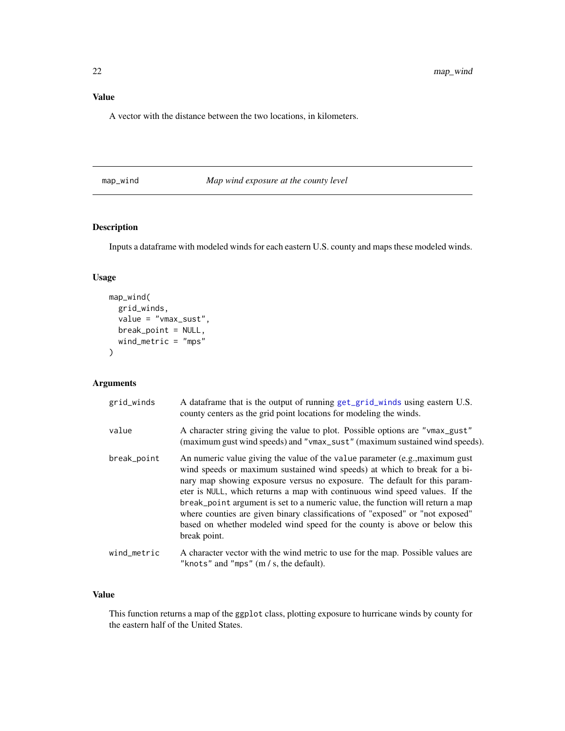## Value

A vector with the distance between the two locations, in kilometers.

---

# map_wind — *Map wind exposure at the county level*

## Description

Inputs a dataframe with modeled winds for each eastern U.S. county and maps these modeled winds.

## Usage

```
map_wind(
  grid_winds,
  value = "vmax_sust",
  break_point = NULL,
  wind_metric = "mps"
)
```

## Arguments

| | |
|---|---|
| grid_winds | A dataframe that is the output of running get_grid_winds using eastern U.S. county centers as the grid point locations for modeling the winds. |
| value | A character string giving the value to plot. Possible options are "vmax_gust" (maximum gust wind speeds) and "vmax_sust" (maximum sustained wind speeds). |
| break_point | An numeric value giving the value of the value parameter (e.g.,maximum gust wind speeds or maximum sustained wind speeds) at which to break for a binary map showing exposure versus no exposure. The default for this parameter is NULL, which returns a map with continuous wind speed values. If the break_point argument is set to a numeric value, the function will return a map where counties are given binary classifications of "exposed" or "not exposed" based on whether modeled wind speed for the county is above or below this break point. |
| wind_metric | A character vector with the wind metric to use for the map. Possible values are "knots" and "mps" (m / s, the default). |

## Value

This function returns a map of the ggplot class, plotting exposure to hurricane winds by county for the eastern half of the United States.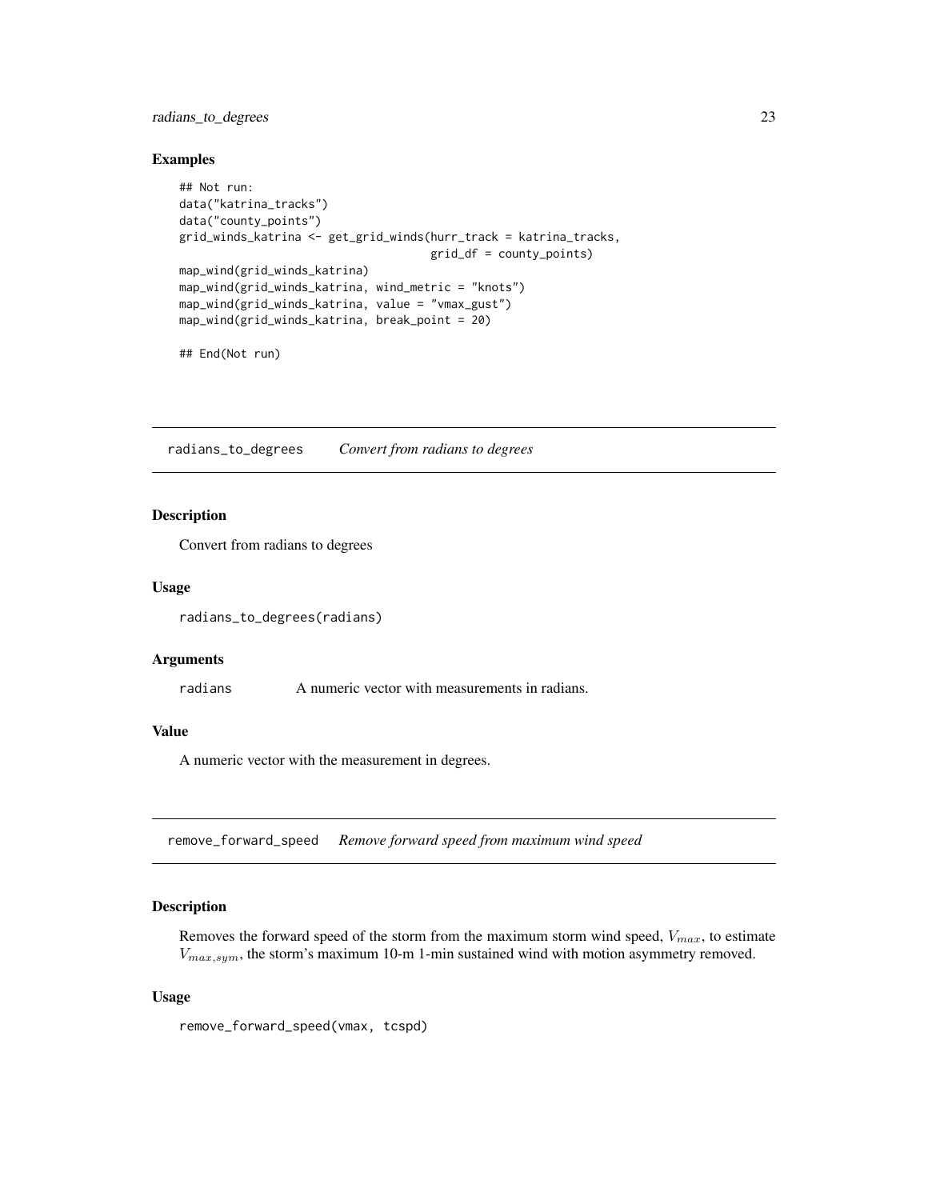### Examples

```
## Not run:
data("katrina_tracks")
data("county_points")
grid_winds_katrina <- get_grid_winds(hurr_track = katrina_tracks,
                                     grid_df = county_points)
map_wind(grid_winds_katrina)
map_wind(grid_winds_katrina, wind_metric = "knots")
map_wind(grid_winds_katrina, value = "vmax_gust")
map_wind(grid_winds_katrina, break_point = 20)

## End(Not run)
```

## radians_to_degrees *Convert from radians to degrees*

### Description

Convert from radians to degrees

### Usage

```
radians_to_degrees(radians)
```

### Arguments

| | |
|---|---|
| radians | A numeric vector with measurements in radians. |

### Value

A numeric vector with the measurement in degrees.

## remove_forward_speed *Remove forward speed from maximum wind speed*

### Description

Removes the forward speed of the storm from the maximum storm wind speed, $V_{max}$, to estimate $V_{max,sym}$, the storm's maximum 10-m 1-min sustained wind with motion asymmetry removed.

### Usage

```
remove_forward_speed(vmax, tcspd)
```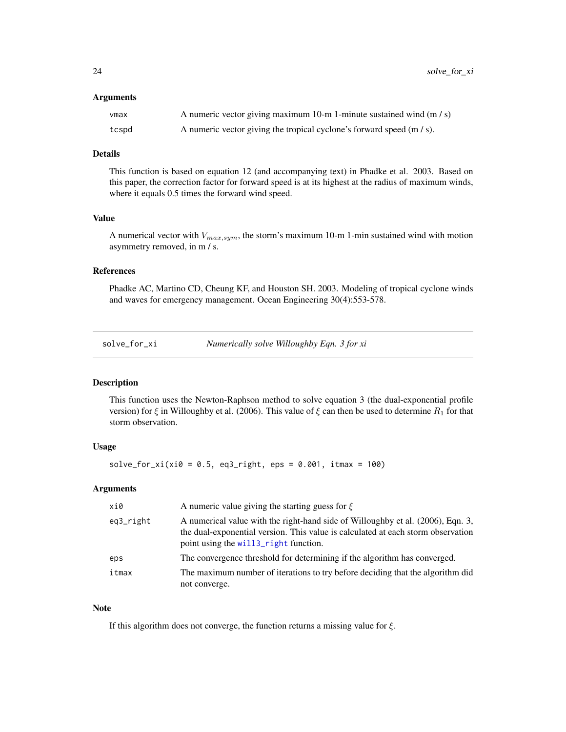### Arguments

| | |
|---|---|
| vmax | A numeric vector giving maximum 10-m 1-minute sustained wind (m / s) |
| tcspd | A numeric vector giving the tropical cyclone's forward speed (m / s). |

### Details

This function is based on equation 12 (and accompanying text) in Phadke et al. 2003. Based on this paper, the correction factor for forward speed is at its highest at the radius of maximum winds, where it equals 0.5 times the forward wind speed.

### Value

A numerical vector with $V_{max,sym}$, the storm's maximum 10-m 1-min sustained wind with motion asymmetry removed, in m / s.

### References

Phadke AC, Martino CD, Cheung KF, and Houston SH. 2003. Modeling of tropical cyclone winds and waves for emergency management. Ocean Engineering 30(4):553-578.

---

## solve_for_xi — *Numerically solve Willoughby Eqn. 3 for xi*

### Description

This function uses the Newton-Raphson method to solve equation 3 (the dual-exponential profile version) for $\xi$ in Willoughby et al. (2006). This value of $\xi$ can then be used to determine $R_1$ for that storm observation.

### Usage

```
solve_for_xi(xi0 = 0.5, eq3_right, eps = 0.001, itmax = 100)
```

### Arguments

| | |
|---|---|
| xi0 | A numeric value giving the starting guess for $\xi$ |
| eq3_right | A numerical value with the right-hand side of Willoughby et al. (2006), Eqn. 3, the dual-exponential version. This value is calculated at each storm observation point using the will3_right function. |
| eps | The convergence threshold for determining if the algorithm has converged. |
| itmax | The maximum number of iterations to try before deciding that the algorithm did not converge. |

### Note

If this algorithm does not converge, the function returns a missing value for $\xi$.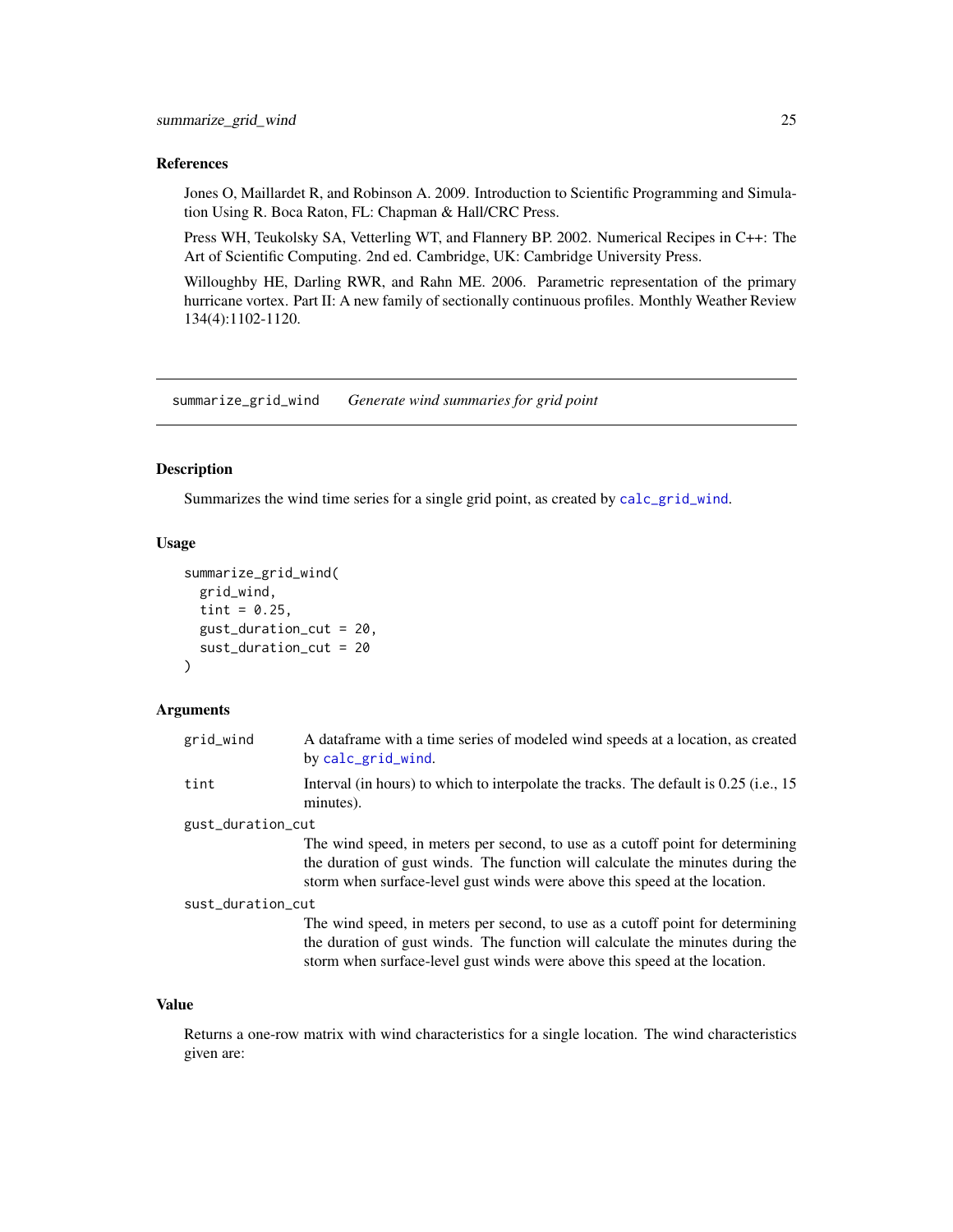### References

Jones O, Maillardet R, and Robinson A. 2009. Introduction to Scientific Programming and Simulation Using R. Boca Raton, FL: Chapman & Hall/CRC Press.

Press WH, Teukolsky SA, Vetterling WT, and Flannery BP. 2002. Numerical Recipes in C++: The Art of Scientific Computing. 2nd ed. Cambridge, UK: Cambridge University Press.

Willoughby HE, Darling RWR, and Rahn ME. 2006. Parametric representation of the primary hurricane vortex. Part II: A new family of sectionally continuous profiles. Monthly Weather Review 134(4):1102-1120.

---

## summarize_grid_wind    *Generate wind summaries for grid point*

### Description

Summarizes the wind time series for a single grid point, as created by `calc_grid_wind`.

### Usage

```
summarize_grid_wind(
  grid_wind,
  tint = 0.25,
  gust_duration_cut = 20,
  sust_duration_cut = 20
)
```

### Arguments

`grid_wind` — A dataframe with a time series of modeled wind speeds at a location, as created by `calc_grid_wind`.

`tint` — Interval (in hours) to which to interpolate the tracks. The default is 0.25 (i.e., 15 minutes).

`gust_duration_cut` — The wind speed, in meters per second, to use as a cutoff point for determining the duration of gust winds. The function will calculate the minutes during the storm when surface-level gust winds were above this speed at the location.

`sust_duration_cut` — The wind speed, in meters per second, to use as a cutoff point for determining the duration of gust winds. The function will calculate the minutes during the storm when surface-level gust winds were above this speed at the location.

### Value

Returns a one-row matrix with wind characteristics for a single location. The wind characteristics given are: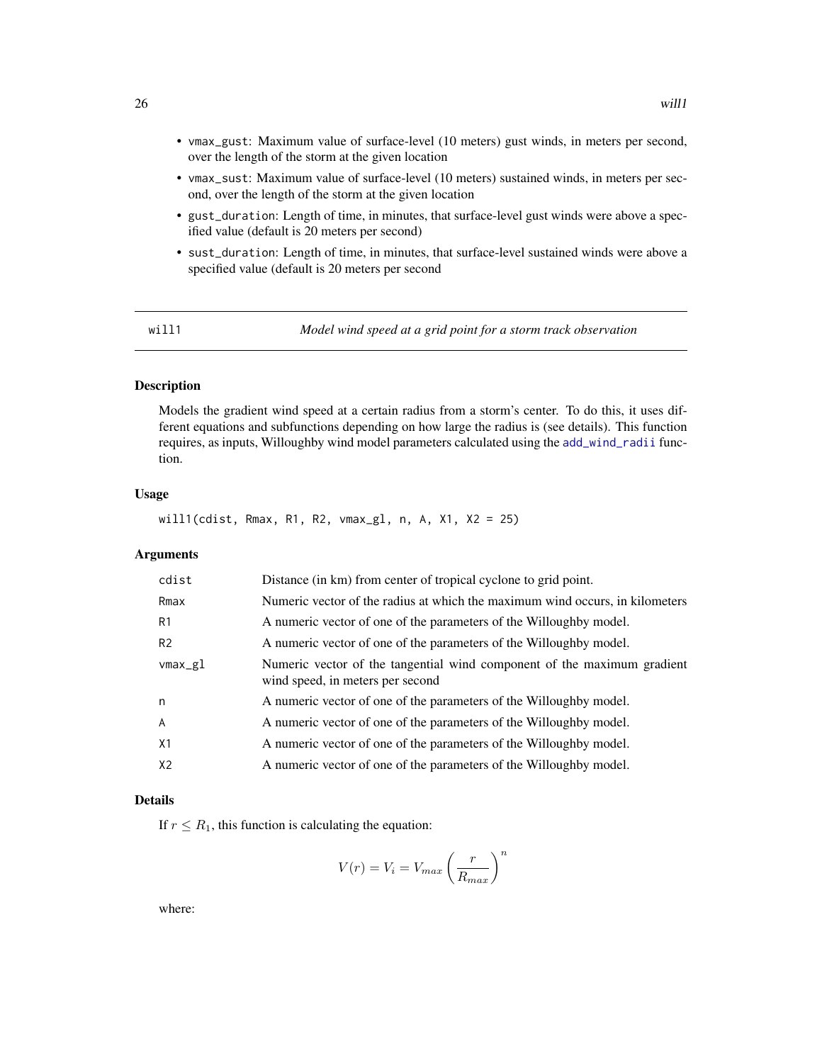- vmax_gust: Maximum value of surface-level (10 meters) gust winds, in meters per second, over the length of the storm at the given location
- vmax_sust: Maximum value of surface-level (10 meters) sustained winds, in meters per second, over the length of the storm at the given location
- gust_duration: Length of time, in minutes, that surface-level gust winds were above a specified value (default is 20 meters per second)
- sust_duration: Length of time, in minutes, that surface-level sustained winds were above a specified value (default is 20 meters per second

---

will1 *Model wind speed at a grid point for a storm track observation*

---

## Description

Models the gradient wind speed at a certain radius from a storm's center. To do this, it uses different equations and subfunctions depending on how large the radius is (see details). This function requires, as inputs, Willoughby wind model parameters calculated using the add_wind_radii function.

## Usage

```
will1(cdist, Rmax, R1, R2, vmax_gl, n, A, X1, X2 = 25)
```

## Arguments

| | |
|---|---|
| cdist | Distance (in km) from center of tropical cyclone to grid point. |
| Rmax | Numeric vector of the radius at which the maximum wind occurs, in kilometers |
| R1 | A numeric vector of one of the parameters of the Willoughby model. |
| R2 | A numeric vector of one of the parameters of the Willoughby model. |
| vmax_gl | Numeric vector of the tangential wind component of the maximum gradient wind speed, in meters per second |
| n | A numeric vector of one of the parameters of the Willoughby model. |
| A | A numeric vector of one of the parameters of the Willoughby model. |
| X1 | A numeric vector of one of the parameters of the Willoughby model. |
| X2 | A numeric vector of one of the parameters of the Willoughby model. |

## Details

If $r \leq R_1$, this function is calculating the equation:

$$V(r) = V_i = V_{max} \left( \frac{r}{R_{max}} \right)^n$$

where: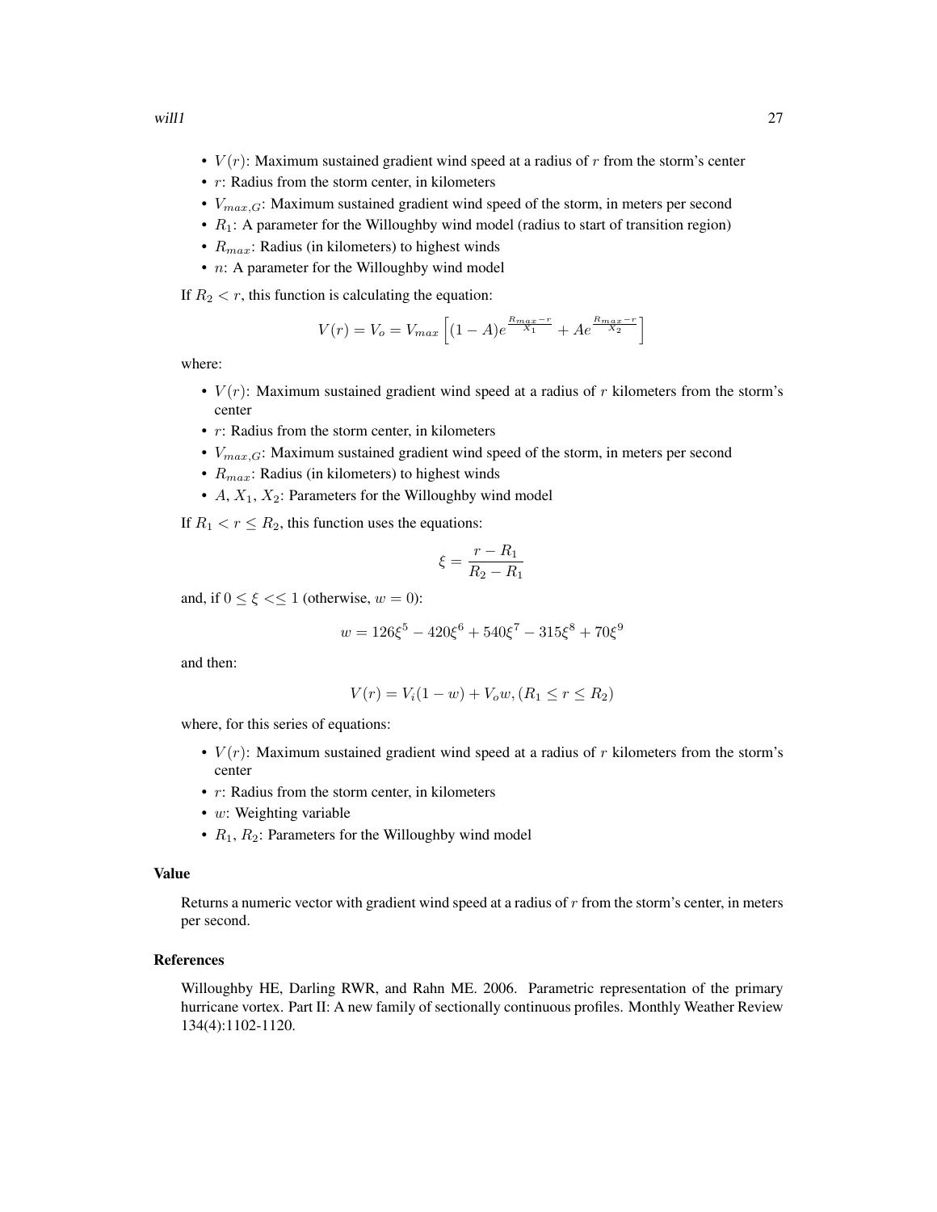- $V(r)$: Maximum sustained gradient wind speed at a radius of $r$ from the storm's center
- $r$: Radius from the storm center, in kilometers
- $V_{max,G}$: Maximum sustained gradient wind speed of the storm, in meters per second
- $R_1$: A parameter for the Willoughby wind model (radius to start of transition region)
- $R_{max}$: Radius (in kilometers) to highest winds
- $n$: A parameter for the Willoughby wind model

If $R_2 < r$, this function is calculating the equation:

$$V(r) = V_o = V_{max} \left[ (1-A)e^{\frac{R_{max}-r}{X_1}} + Ae^{\frac{R_{max}-r}{X_2}} \right]$$

where:

- $V(r)$: Maximum sustained gradient wind speed at a radius of $r$ kilometers from the storm's center
- $r$: Radius from the storm center, in kilometers
- $V_{max,G}$: Maximum sustained gradient wind speed of the storm, in meters per second
- $R_{max}$: Radius (in kilometers) to highest winds
- $A$, $X_1$, $X_2$: Parameters for the Willoughby wind model

If $R_1 < r \leq R_2$, this function uses the equations:

$$\xi = \frac{r - R_1}{R_2 - R_1}$$

and, if $0 \leq \xi << \leq 1$ (otherwise, $w = 0$):

$$w = 126\xi^5 - 420\xi^6 + 540\xi^7 - 315\xi^8 + 70\xi^9$$

and then:

$$V(r) = V_i(1-w) + V_o w, (R_1 \leq r \leq R_2)$$

where, for this series of equations:

- $V(r)$: Maximum sustained gradient wind speed at a radius of $r$ kilometers from the storm's center
- $r$: Radius from the storm center, in kilometers
- $w$: Weighting variable
- $R_1$, $R_2$: Parameters for the Willoughby wind model

### Value

Returns a numeric vector with gradient wind speed at a radius of $r$ from the storm's center, in meters per second.

### References

Willoughby HE, Darling RWR, and Rahn ME. 2006. Parametric representation of the primary hurricane vortex. Part II: A new family of sectionally continuous profiles. Monthly Weather Review 134(4):1102-1120.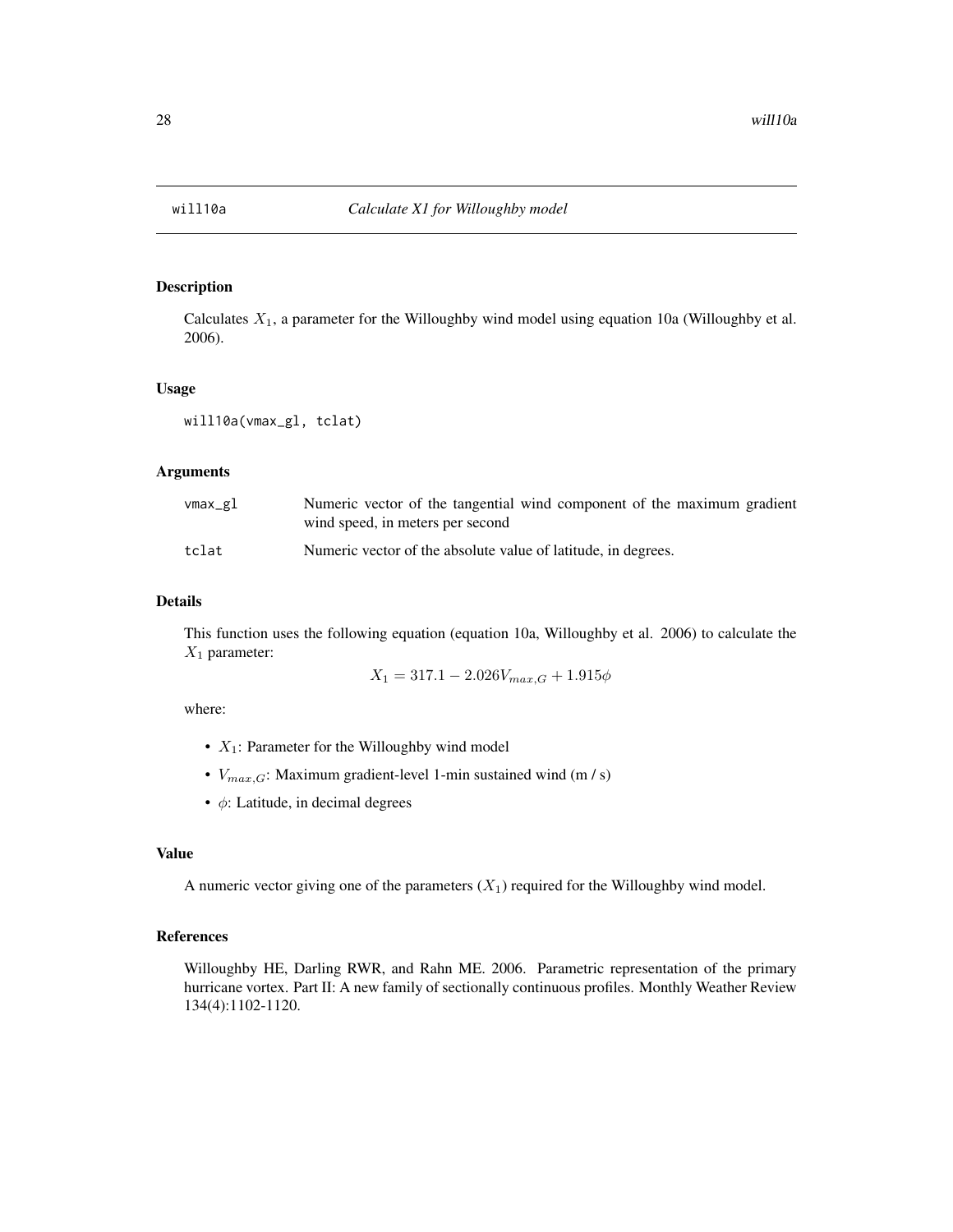# will10a — *Calculate X1 for Willoughby model*

## Description

Calculates $X_1$, a parameter for the Willoughby wind model using equation 10a (Willoughby et al. 2006).

## Usage

```
will10a(vmax_gl, tclat)
```

## Arguments

| | |
|---|---|
| vmax_gl | Numeric vector of the tangential wind component of the maximum gradient wind speed, in meters per second |
| tclat | Numeric vector of the absolute value of latitude, in degrees. |

## Details

This function uses the following equation (equation 10a, Willoughby et al. 2006) to calculate the $X_1$ parameter:

$$X_1 = 317.1 - 2.026V_{max,G} + 1.915\phi$$

where:

- $X_1$: Parameter for the Willoughby wind model
- $V_{max,G}$: Maximum gradient-level 1-min sustained wind (m / s)
- $\phi$: Latitude, in decimal degrees

## Value

A numeric vector giving one of the parameters ($X_1$) required for the Willoughby wind model.

## References

Willoughby HE, Darling RWR, and Rahn ME. 2006. Parametric representation of the primary hurricane vortex. Part II: A new family of sectionally continuous profiles. Monthly Weather Review 134(4):1102-1120.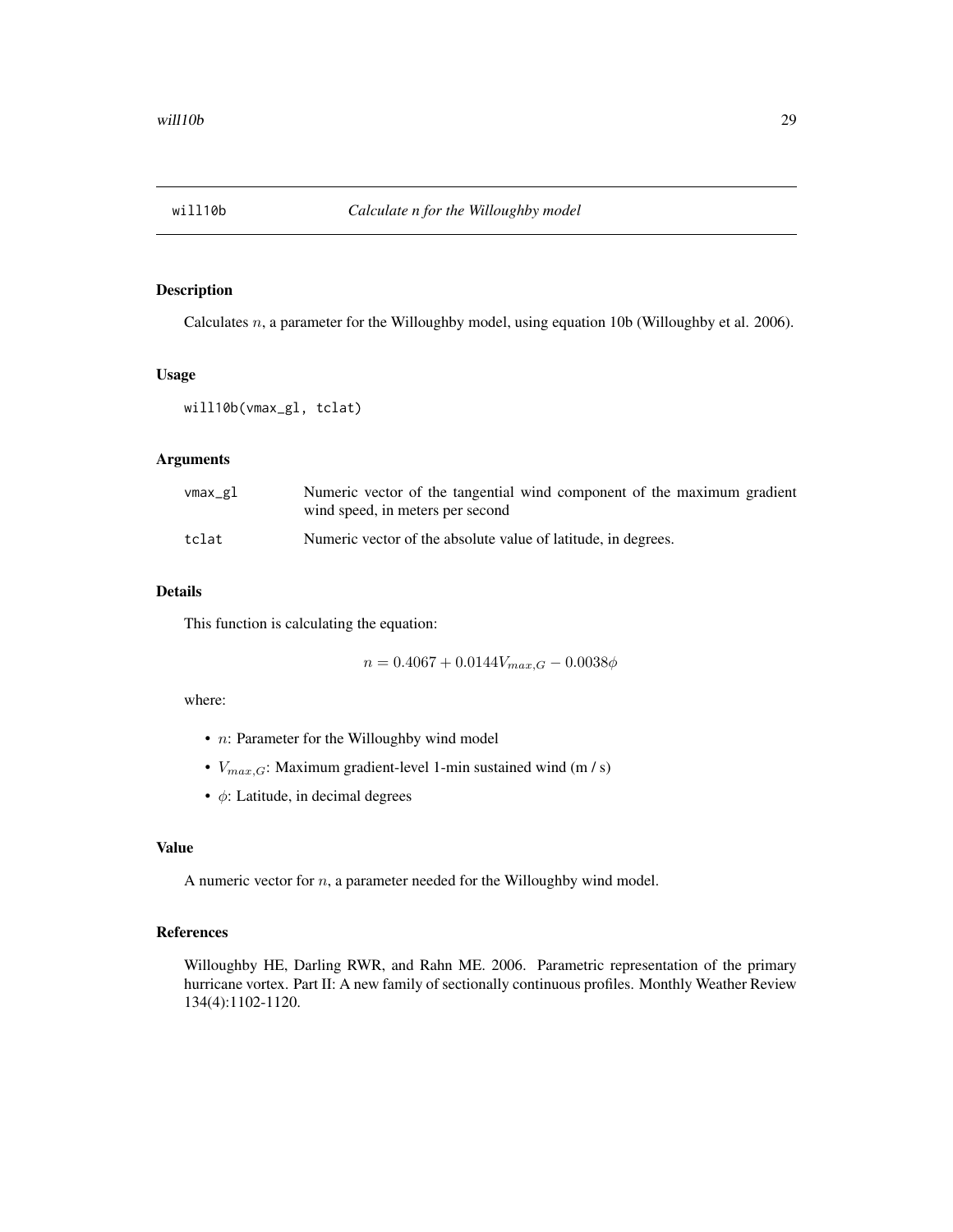# will10b — *Calculate n for the Willoughby model*

## Description

Calculates $n$, a parameter for the Willoughby model, using equation 10b (Willoughby et al. 2006).

## Usage

```
will10b(vmax_gl, tclat)
```

## Arguments

| | |
|---|---|
| `vmax_gl` | Numeric vector of the tangential wind component of the maximum gradient wind speed, in meters per second |
| `tclat` | Numeric vector of the absolute value of latitude, in degrees. |

## Details

This function is calculating the equation:

$$n = 0.4067 + 0.0144V_{max,G} - 0.0038\phi$$

where:

- $n$: Parameter for the Willoughby wind model
- $V_{max,G}$: Maximum gradient-level 1-min sustained wind (m / s)
- $\phi$: Latitude, in decimal degrees

## Value

A numeric vector for $n$, a parameter needed for the Willoughby wind model.

## References

Willoughby HE, Darling RWR, and Rahn ME. 2006. Parametric representation of the primary hurricane vortex. Part II: A new family of sectionally continuous profiles. Monthly Weather Review 134(4):1102-1120.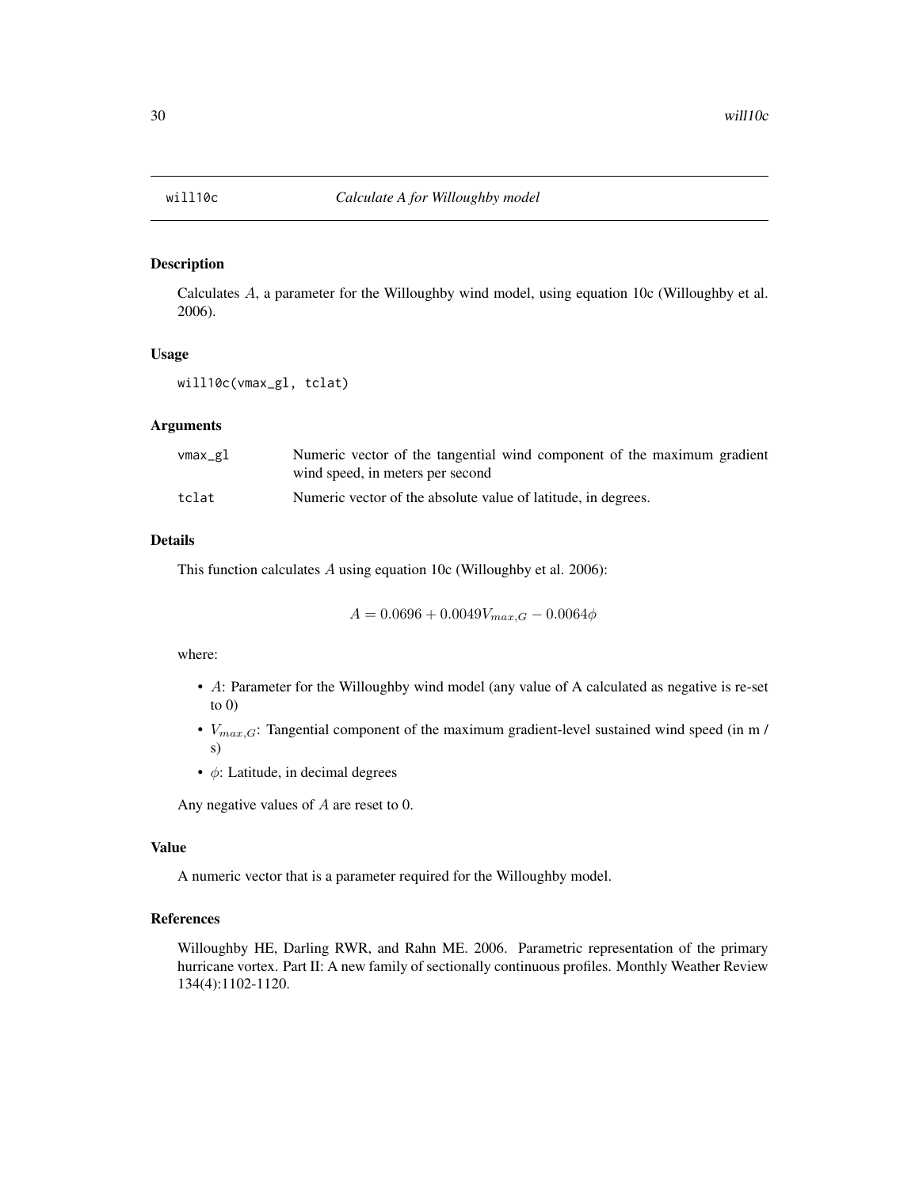# will10c *Calculate A for Willoughby model*

## Description

Calculates $A$, a parameter for the Willoughby wind model, using equation 10c (Willoughby et al. 2006).

## Usage

```
will10c(vmax_gl, tclat)
```

## Arguments

| | |
|---|---|
| vmax_gl | Numeric vector of the tangential wind component of the maximum gradient wind speed, in meters per second |
| tclat | Numeric vector of the absolute value of latitude, in degrees. |

## Details

This function calculates $A$ using equation 10c (Willoughby et al. 2006):

$$A = 0.0696 + 0.0049V_{max,G} - 0.0064\phi$$

where:

- $A$: Parameter for the Willoughby wind model (any value of A calculated as negative is re-set to 0)
- $V_{max,G}$: Tangential component of the maximum gradient-level sustained wind speed (in m / s)
- $\phi$: Latitude, in decimal degrees

Any negative values of $A$ are reset to 0.

## Value

A numeric vector that is a parameter required for the Willoughby model.

## References

Willoughby HE, Darling RWR, and Rahn ME. 2006. Parametric representation of the primary hurricane vortex. Part II: A new family of sectionally continuous profiles. Monthly Weather Review 134(4):1102-1120.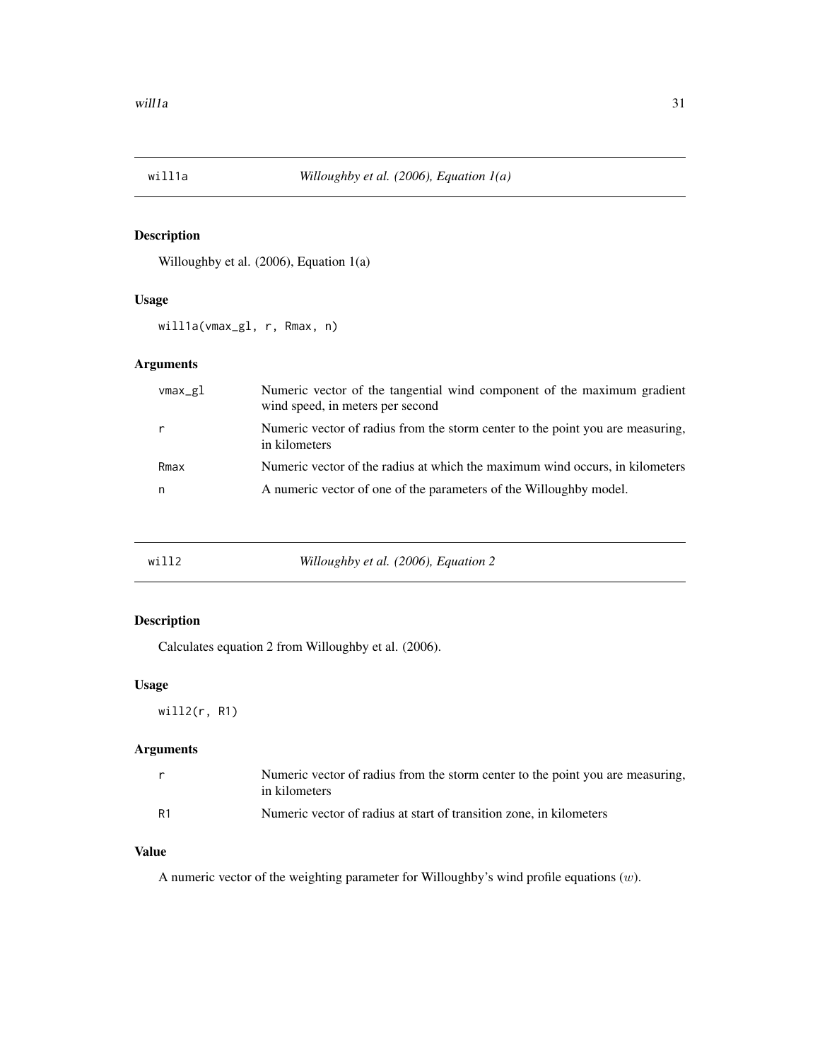## will1a — *Willoughby et al. (2006), Equation 1(a)*

### Description

Willoughby et al. (2006), Equation 1(a)

### Usage

```
will1a(vmax_gl, r, Rmax, n)
```

### Arguments

| | |
|---|---|
| vmax_gl | Numeric vector of the tangential wind component of the maximum gradient wind speed, in meters per second |
| r | Numeric vector of radius from the storm center to the point you are measuring, in kilometers |
| Rmax | Numeric vector of the radius at which the maximum wind occurs, in kilometers |
| n | A numeric vector of one of the parameters of the Willoughby model. |

## will2 — *Willoughby et al. (2006), Equation 2*

### Description

Calculates equation 2 from Willoughby et al. (2006).

### Usage

```
will2(r, R1)
```

### Arguments

| | |
|---|---|
| r | Numeric vector of radius from the storm center to the point you are measuring, in kilometers |
| R1 | Numeric vector of radius at start of transition zone, in kilometers |

### Value

A numeric vector of the weighting parameter for Willoughby's wind profile equations ($w$).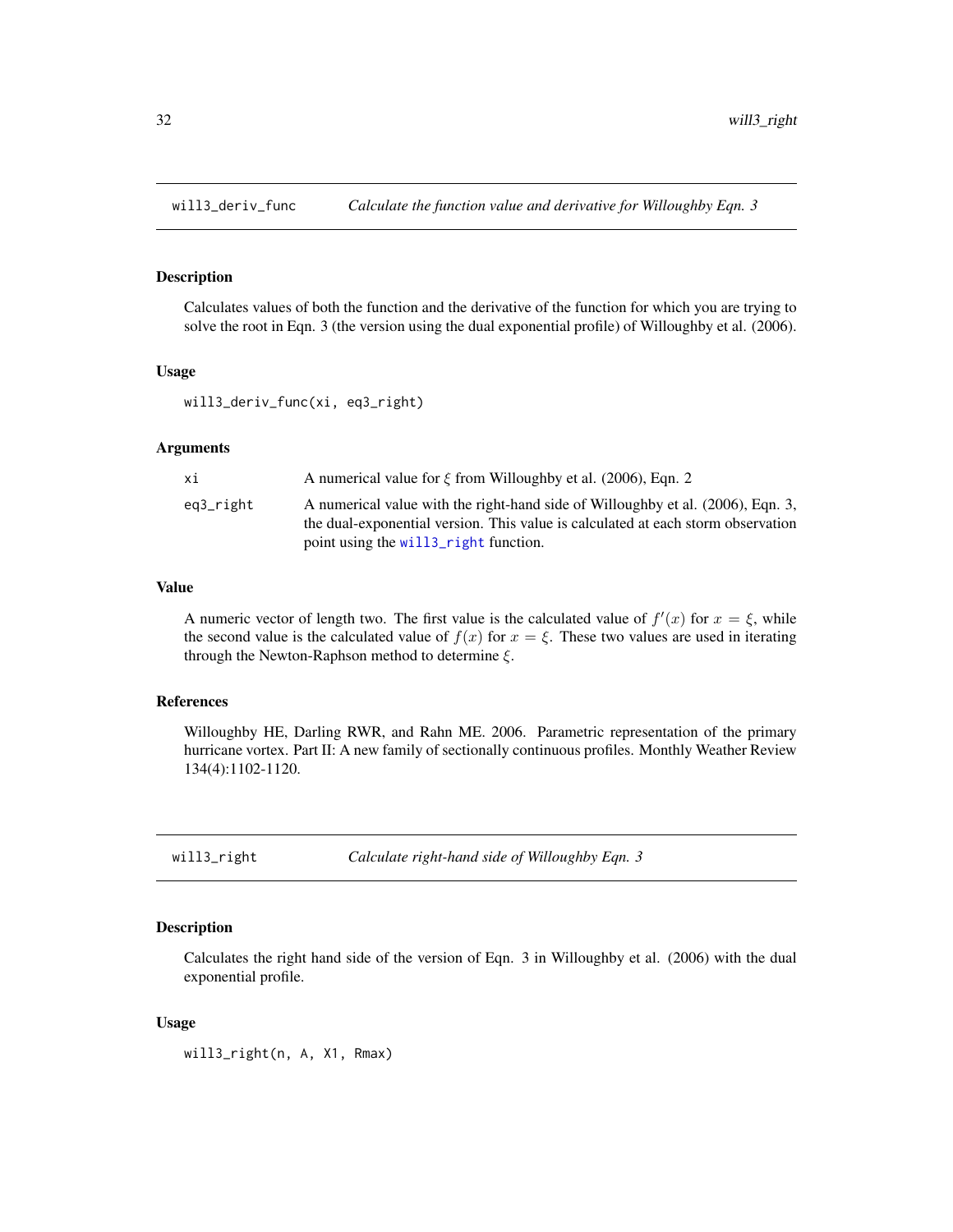## will3_deriv_func *Calculate the function value and derivative for Willoughby Eqn. 3*

### Description

Calculates values of both the function and the derivative of the function for which you are trying to solve the root in Eqn. 3 (the version using the dual exponential profile) of Willoughby et al. (2006).

### Usage

```
will3_deriv_func(xi, eq3_right)
```

### Arguments

| | |
|---|---|
| xi | A numerical value for $\xi$ from Willoughby et al. (2006), Eqn. 2 |
| eq3_right | A numerical value with the right-hand side of Willoughby et al. (2006), Eqn. 3, the dual-exponential version. This value is calculated at each storm observation point using the will3_right function. |

### Value

A numeric vector of length two. The first value is the calculated value of $f'(x)$ for $x = \xi$, while the second value is the calculated value of $f(x)$ for $x = \xi$. These two values are used in iterating through the Newton-Raphson method to determine $\xi$.

### References

Willoughby HE, Darling RWR, and Rahn ME. 2006. Parametric representation of the primary hurricane vortex. Part II: A new family of sectionally continuous profiles. Monthly Weather Review 134(4):1102-1120.

## will3_right *Calculate right-hand side of Willoughby Eqn. 3*

### Description

Calculates the right hand side of the version of Eqn. 3 in Willoughby et al. (2006) with the dual exponential profile.

### Usage

```
will3_right(n, A, X1, Rmax)
```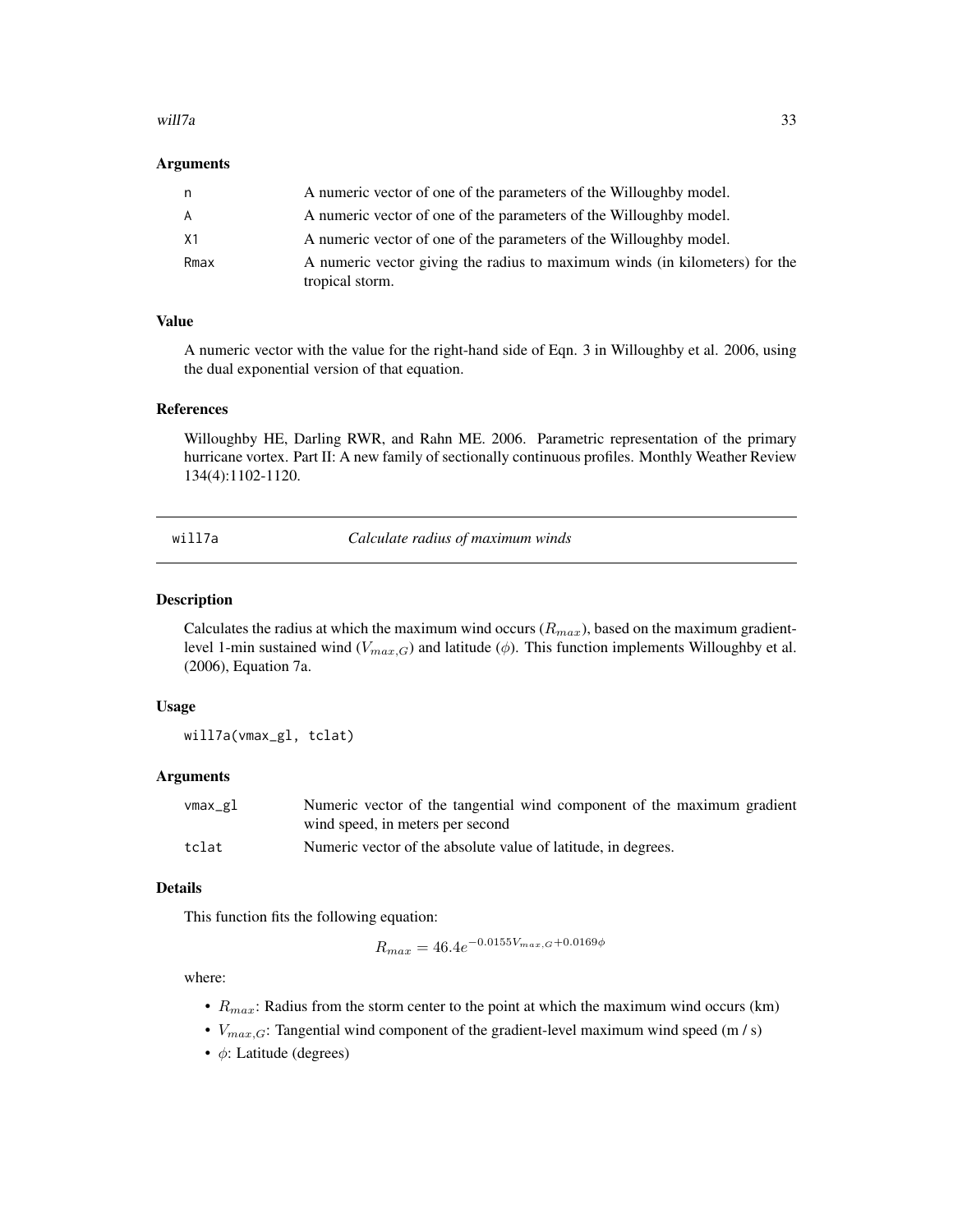### Arguments

| | |
|---|---|
| n | A numeric vector of one of the parameters of the Willoughby model. |
| A | A numeric vector of one of the parameters of the Willoughby model. |
| X1 | A numeric vector of one of the parameters of the Willoughby model. |
| Rmax | A numeric vector giving the radius to maximum winds (in kilometers) for the tropical storm. |

### Value

A numeric vector with the value for the right-hand side of Eqn. 3 in Willoughby et al. 2006, using the dual exponential version of that equation.

### References

Willoughby HE, Darling RWR, and Rahn ME. 2006. Parametric representation of the primary hurricane vortex. Part II: A new family of sectionally continuous profiles. Monthly Weather Review 134(4):1102-1120.

---

## will7a — *Calculate radius of maximum winds*

### Description

Calculates the radius at which the maximum wind occurs ($R_{max}$), based on the maximum gradient-level 1-min sustained wind ($V_{max,G}$) and latitude ($\phi$). This function implements Willoughby et al. (2006), Equation 7a.

### Usage

```
will7a(vmax_gl, tclat)
```

### Arguments

| | |
|---|---|
| vmax_gl | Numeric vector of the tangential wind component of the maximum gradient wind speed, in meters per second |
| tclat | Numeric vector of the absolute value of latitude, in degrees. |

### Details

This function fits the following equation:

$$R_{max} = 46.4e^{-0.0155V_{max,G}+0.0169\phi}$$

where:

- $R_{max}$: Radius from the storm center to the point at which the maximum wind occurs (km)
- $V_{max,G}$: Tangential wind component of the gradient-level maximum wind speed (m / s)
- $\phi$: Latitude (degrees)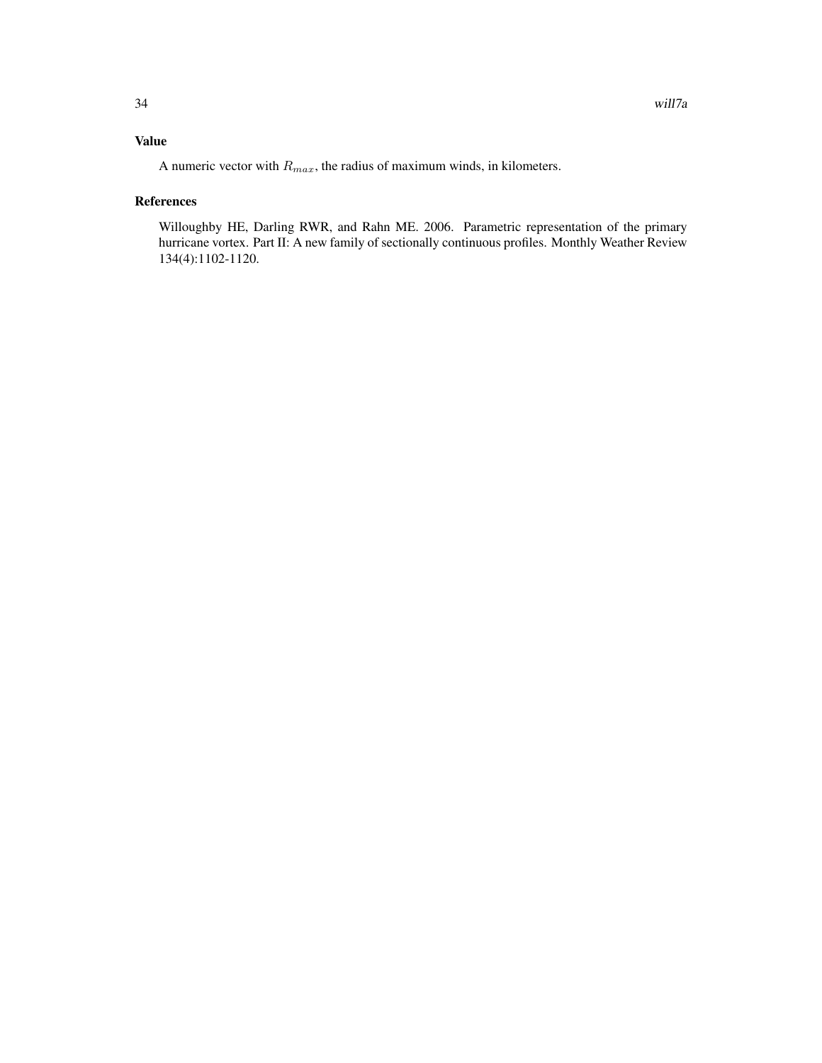## Value

A numeric vector with $R_{max}$, the radius of maximum winds, in kilometers.

## References

Willoughby HE, Darling RWR, and Rahn ME. 2006. Parametric representation of the primary hurricane vortex. Part II: A new family of sectionally continuous profiles. Monthly Weather Review 134(4):1102-1120.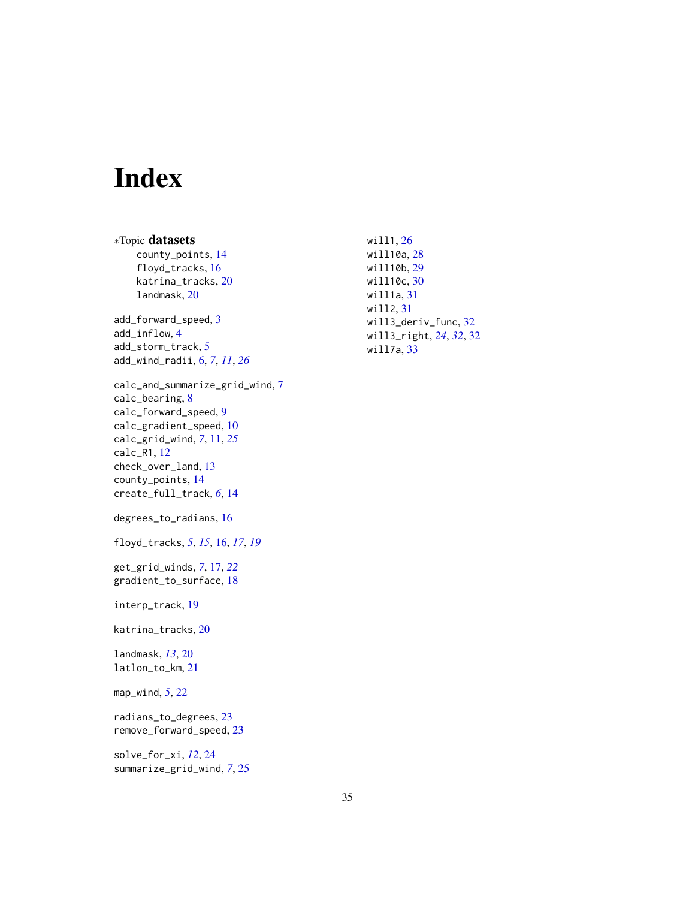# Index

∗Topic **datasets**

- county_points, 14
- floyd_tracks, 16
- katrina_tracks, 20
- landmask, 20

add_forward_speed, 3
add_inflow, 4
add_storm_track, 5
add_wind_radii, 6, *7*, *11*, *26*

calc_and_summarize_grid_wind, 7
calc_bearing, 8
calc_forward_speed, 9
calc_gradient_speed, 10
calc_grid_wind, *7*, 11, *25*
calc_R1, 12
check_over_land, 13
county_points, 14
create_full_track, *6*, 14

degrees_to_radians, 16

floyd_tracks, *5*, *15*, 16, *17*, *19*

get_grid_winds, *7*, 17, *22*
gradient_to_surface, 18

interp_track, 19

katrina_tracks, 20

landmask, *13*, 20
latlon_to_km, 21

map_wind, *5*, 22

radians_to_degrees, 23
remove_forward_speed, 23

solve_for_xi, *12*, 24
summarize_grid_wind, *7*, 25

will1, 26
will10a, 28
will10b, 29
will10c, 30
will1a, 31
will2, 31
will3_deriv_func, 32
will3_right, *24*, *32*, 32
will7a, 33